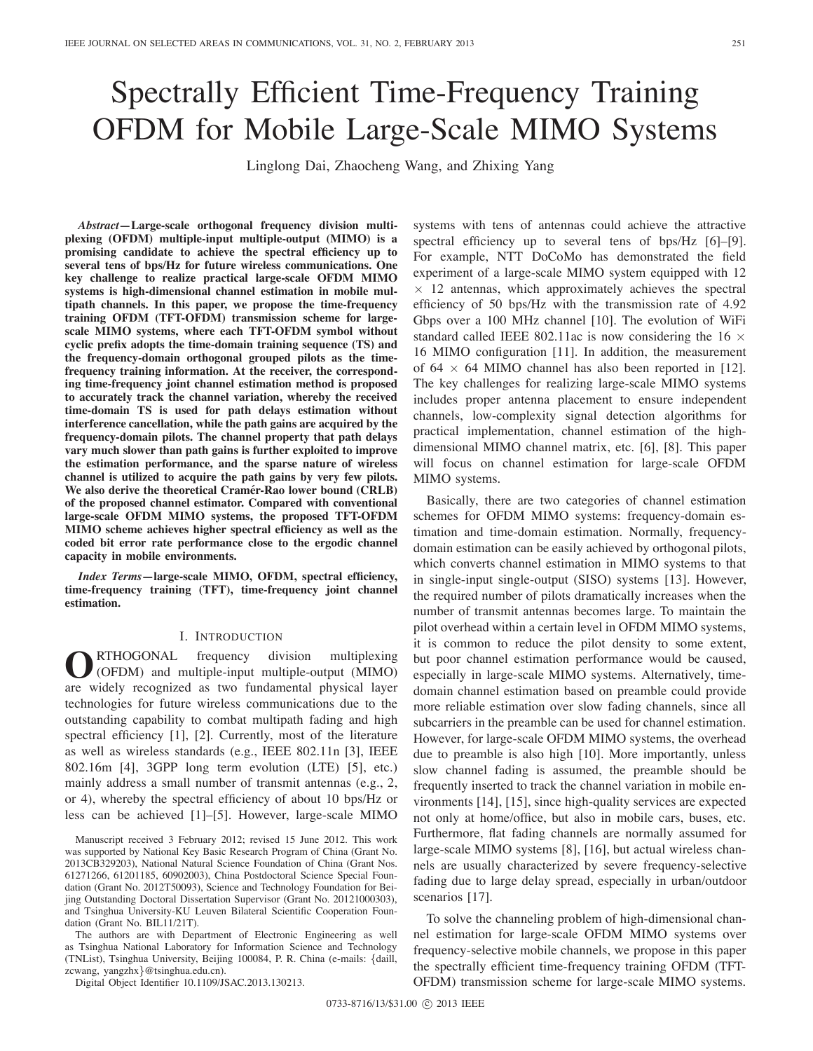# Spectrally Efficient Time-Frequency Training OFDM for Mobile Large-Scale MIMO Systems

Linglong Dai, Zhaocheng Wang, and Zhixing Yang

***Abstract*—Large-scale orthogonal frequency division multiplexing (OFDM) multiple-input multiple-output (MIMO) is a promising candidate to achieve the spectral efficiency up to several tens of bps/Hz for future wireless communications. One key challenge to realize practical large-scale OFDM MIMO systems is high-dimensional channel estimation in mobile multipath channels. In this paper, we propose the time-frequency training OFDM (TFT-OFDM) transmission scheme for large-scale MIMO systems, where each TFT-OFDM symbol without cyclic prefix adopts the time-domain training sequence (TS) and the frequency-domain orthogonal grouped pilots as the time-frequency training information. At the receiver, the corresponding time-frequency joint channel estimation method is proposed to accurately track the channel variation, whereby the received time-domain TS is used for path delays estimation without interference cancellation, while the path gains are acquired by the frequency-domain pilots. The channel property that path delays vary much slower than path gains is further exploited to improve the estimation performance, and the sparse nature of wireless channel is utilized to acquire the path gains by very few pilots. We also derive the theoretical Cramér-Rao lower bound (CRLB) of the proposed channel estimator. Compared with conventional large-scale OFDM MIMO systems, the proposed TFT-OFDM MIMO scheme achieves higher spectral efficiency as well as the coded bit error rate performance close to the ergodic channel capacity in mobile environments.**

***Index Terms*—large-scale MIMO, OFDM, spectral efficiency, time-frequency training (TFT), time-frequency joint channel estimation.**

## I. Introduction

ORTHOGONAL frequency division multiplexing (OFDM) and multiple-input multiple-output (MIMO) are widely recognized as two fundamental physical layer technologies for future wireless communications due to the outstanding capability to combat multipath fading and high spectral efficiency [1], [2]. Currently, most of the literature as well as wireless standards (e.g., IEEE 802.11n [3], IEEE 802.16m [4], 3GPP long term evolution (LTE) [5], etc.) mainly address a small number of transmit antennas (e.g., 2, or 4), whereby the spectral efficiency of about 10 bps/Hz or less can be achieved [1]–[5]. However, large-scale MIMO systems with tens of antennas could achieve the attractive spectral efficiency up to several tens of bps/Hz [6]–[9]. For example, NTT DoCoMo has demonstrated the field experiment of a large-scale MIMO system equipped with 12 $\times$ 12 antennas, which approximately achieves the spectral efficiency of 50 bps/Hz with the transmission rate of 4.92 Gbps over a 100 MHz channel [10]. The evolution of WiFi standard called IEEE 802.11ac is now considering the 16 $\times$ 16 MIMO configuration [11]. In addition, the measurement of 64 $\times$ 64 MIMO channel has also been reported in [12]. The key challenges for realizing large-scale MIMO systems includes proper antenna placement to ensure independent channels, low-complexity signal detection algorithms for practical implementation, channel estimation of the high-dimensional MIMO channel matrix, etc. [6], [8]. This paper will focus on channel estimation for large-scale OFDM MIMO systems.

Basically, there are two categories of channel estimation schemes for OFDM MIMO systems: frequency-domain estimation and time-domain estimation. Normally, frequency-domain estimation can be easily achieved by orthogonal pilots, which converts channel estimation in MIMO systems to that in single-input single-output (SISO) systems [13]. However, the required number of pilots dramatically increases when the number of transmit antennas becomes large. To maintain the pilot overhead within a certain level in OFDM MIMO systems, it is common to reduce the pilot density to some extent, but poor channel estimation performance would be caused, especially in large-scale MIMO systems. Alternatively, time-domain channel estimation based on preamble could provide more reliable estimation over slow fading channels, since all subcarriers in the preamble can be used for channel estimation. However, for large-scale OFDM MIMO systems, the overhead due to preamble is also high [10]. More importantly, unless slow channel fading is assumed, the preamble should be frequently inserted to track the channel variation in mobile environments [14], [15], since high-quality services are expected not only at home/office, but also in mobile cars, buses, etc. Furthermore, flat fading channels are normally assumed for large-scale MIMO systems [8], [16], but actual wireless channels are usually characterized by severe frequency-selective fading due to large delay spread, especially in urban/outdoor scenarios [17].

To solve the channeling problem of high-dimensional channel estimation for large-scale OFDM MIMO systems over frequency-selective mobile channels, we propose in this paper the spectrally efficient time-frequency training OFDM (TFT-OFDM) transmission scheme for large-scale MIMO systems.

Manuscript received 3 February 2012; revised 15 June 2012. This work was supported by National Key Basic Research Program of China (Grant No. 2013CB329203), National Natural Science Foundation of China (Grant Nos. 61271266, 61201185, 60902003), China Postdoctoral Science Special Foundation (Grant No. 2012T50093), Science and Technology Foundation for Beijing Outstanding Doctoral Dissertation Supervisor (Grant No. 20121000303), and Tsinghua University-KU Leuven Bilateral Scientific Cooperation Foundation (Grant No. BIL11/21T).

The authors are with Department of Electronic Engineering as well as Tsinghua National Laboratory for Information Science and Technology (TNList), Tsinghua University, Beijing 100084, P. R. China (e-mails: {daill, zcwang, yangzhx}@tsinghua.edu.cn).

Digital Object Identifier 10.1109/JSAC.2013.130213.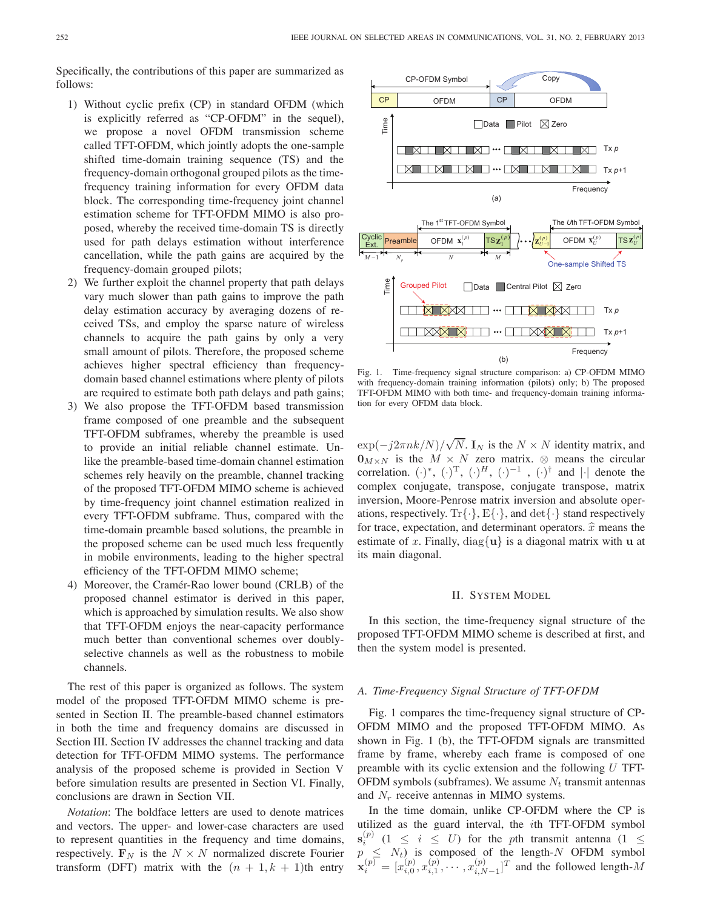Specifically, the contributions of this paper are summarized as follows:

1) Without cyclic prefix (CP) in standard OFDM (which is explicitly referred as "CP-OFDM" in the sequel), we propose a novel OFDM transmission scheme called TFT-OFDM, which jointly adopts the one-sample shifted time-domain training sequence (TS) and the frequency-domain orthogonal grouped pilots as the time-frequency training information for every OFDM data block. The corresponding time-frequency joint channel estimation scheme for TFT-OFDM MIMO is also proposed, whereby the received time-domain TS is directly used for path delays estimation without interference cancellation, while the path gains are acquired by the frequency-domain grouped pilots;
2) We further exploit the channel property that path delays vary much slower than path gains to improve the path delay estimation accuracy by averaging dozens of received TSs, and employ the sparse nature of wireless channels to acquire the path gains by only a very small amount of pilots. Therefore, the proposed scheme achieves higher spectral efficiency than frequency-domain based channel estimations where plenty of pilots are required to estimate both path delays and path gains;
3) We also propose the TFT-OFDM based transmission frame composed of one preamble and the subsequent TFT-OFDM subframes, whereby the preamble is used to provide an initial reliable channel estimate. Unlike the preamble-based time-domain channel estimation schemes rely heavily on the preamble, channel tracking of the proposed TFT-OFDM MIMO scheme is achieved by time-frequency joint channel estimation realized in every TFT-OFDM subframe. Thus, compared with the time-domain preamble based solutions, the preamble in the proposed scheme can be used much less frequently in mobile environments, leading to the higher spectral efficiency of the TFT-OFDM MIMO scheme;
4) Moreover, the Cramér-Rao lower bound (CRLB) of the proposed channel estimator is derived in this paper, which is approached by simulation results. We also show that TFT-OFDM enjoys the near-capacity performance much better than conventional schemes over doubly-selective channels as well as the robustness to mobile channels.

The rest of this paper is organized as follows. The system model of the proposed TFT-OFDM MIMO scheme is presented in Section II. The preamble-based channel estimators in both the time and frequency domains are discussed in Section III. Section IV addresses the channel tracking and data detection for TFT-OFDM MIMO systems. The performance analysis of the proposed scheme is provided in Section V before simulation results are presented in Section VI. Finally, conclusions are drawn in Section VII.

*Notation*: The boldface letters are used to denote matrices and vectors. The upper- and lower-case characters are used to represent quantities in the frequency and time domains, respectively. $\mathbf{F}_N$ is the $N \times N$ normalized discrete Fourier transform (DFT) matrix with the $(n+1, k+1)$th entry $\exp(-j2\pi nk/N)/\sqrt{N}$. $\mathbf{I}_N$ is the $N \times N$ identity matrix, and $\mathbf{0}_{M\times N}$ is the $M \times N$ zero matrix. $\otimes$ means the circular correlation. $(\cdot)^*$, $(\cdot)^{\mathrm{T}}$, $(\cdot)^H$, $(\cdot)^{-1}$ , $(\cdot)^{\dagger}$ and $|\cdot|$ denote the complex conjugate, transpose, conjugate transpose, matrix inversion, Moore-Penrose matrix inversion and absolute operations, respectively. $\mathrm{Tr}\{\cdot\}$, $\mathrm{E}\{\cdot\}$, and $\det\{\cdot\}$ stand respectively for trace, expectation, and determinant operators. $\widehat{x}$ means the estimate of $x$. Finally, $\mathrm{diag}\{\mathbf{u}\}$ is a diagonal matrix with $\mathbf{u}$ at its main diagonal.

Fig. 1. Time-frequency signal structure comparison: a) CP-OFDM MIMO with frequency-domain training information (pilots) only; b) The proposed TFT-OFDM MIMO with both time- and frequency-domain training information for every OFDM data block.

## II. System Model

In this section, the time-frequency signal structure of the proposed TFT-OFDM MIMO scheme is described at first, and then the system model is presented.

### A. Time-Frequency Signal Structure of TFT-OFDM

Fig. 1 compares the time-frequency signal structure of CP-OFDM MIMO and the proposed TFT-OFDM MIMO. As shown in Fig. 1 (b), the TFT-OFDM signals are transmitted frame by frame, whereby each frame is composed of one preamble with its cyclic extension and the following $U$ TFT-OFDM symbols (subframes). We assume $N_t$ transmit antennas and $N_r$ receive antennas in MIMO systems.

In the time domain, unlike CP-OFDM where the CP is utilized as the guard interval, the $i$th TFT-OFDM symbol $\mathbf{s}_i^{(p)}$ $(1 \leq i \leq U)$ for the $p$th transmit antenna $(1 \leq p \leq N_t)$ is composed of the length-$N$ OFDM symbol $\mathbf{x}_i^{(p)} = [x_{i,0}^{(p)}, x_{i,1}^{(p)}, \cdots, x_{i,N-1}^{(p)}]^T$ and the followed length-$M$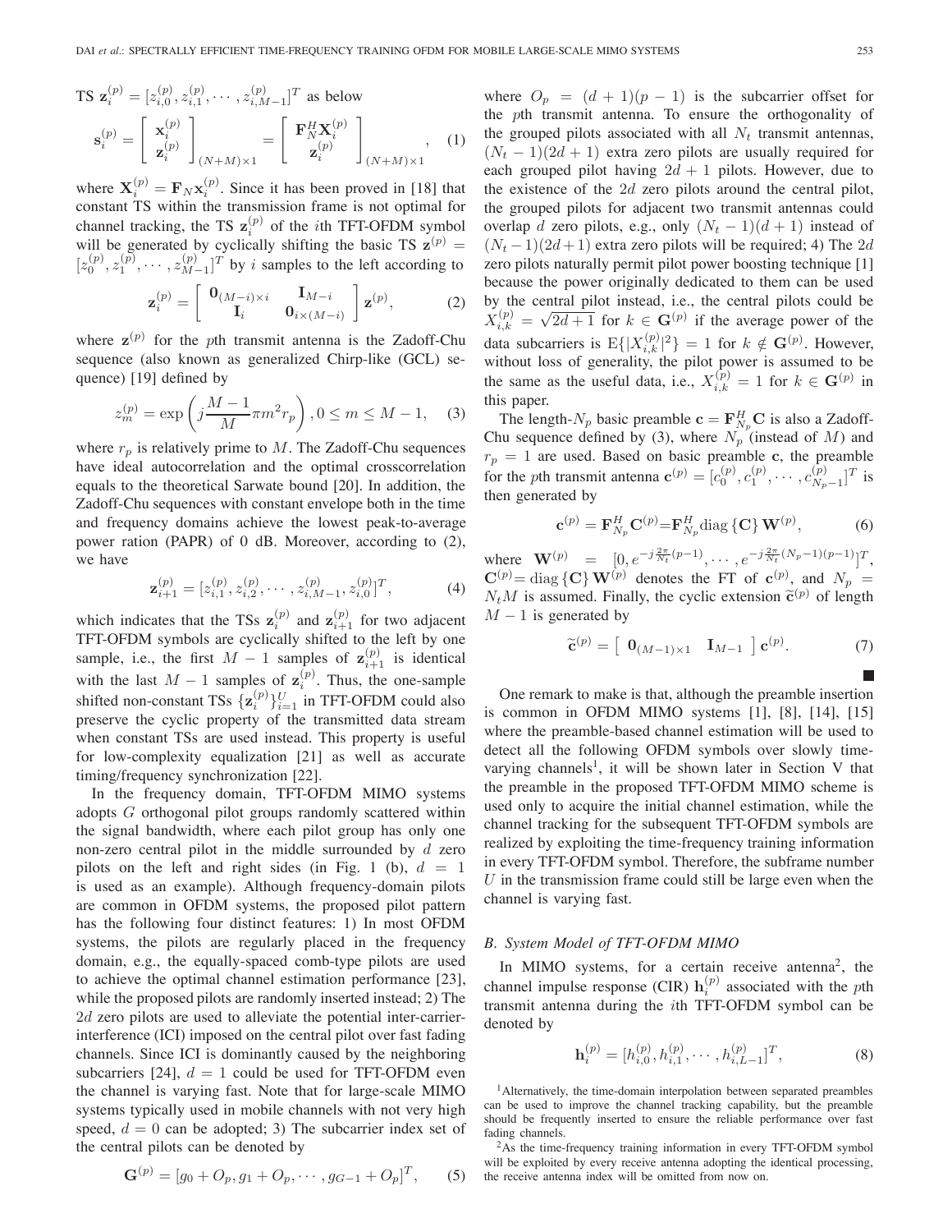TS $\mathbf{z}_i^{(p)} = [z_{i,0}^{(p)}, z_{i,1}^{(p)}, \cdots, z_{i,M-1}^{(p)}]^T$ as below

$$\mathbf{s}_i^{(p)} = \begin{bmatrix} \mathbf{x}_i^{(p)} \\ \mathbf{z}_i^{(p)} \end{bmatrix}_{(N+M)\times 1} = \begin{bmatrix} \mathbf{F}_N^H \mathbf{X}_i^{(p)} \\ \mathbf{z}_i^{(p)} \end{bmatrix}_{(N+M)\times 1}, \quad (1)$$

where $\mathbf{X}_i^{(p)} = \mathbf{F}_N \mathbf{x}_i^{(p)}$. Since it has been proved in [18] that constant TS within the transmission frame is not optimal for channel tracking, the TS $\mathbf{z}_i^{(p)}$ of the $i$th TFT-OFDM symbol will be generated by cyclically shifting the basic TS $\mathbf{z}^{(p)} = [z_0^{(p)}, z_1^{(p)}, \cdots, z_{M-1}^{(p)}]^T$ by $i$ samples to the left according to

$$\mathbf{z}_i^{(p)} = \begin{bmatrix} \mathbf{0}_{(M-i)\times i} & \mathbf{I}_{M-i} \\ \mathbf{I}_i & \mathbf{0}_{i\times(M-i)} \end{bmatrix} \mathbf{z}^{(p)}, \quad (2)$$

where $\mathbf{z}^{(p)}$ for the $p$th transmit antenna is the Zadoff-Chu sequence (also known as generalized Chirp-like (GCL) sequence) [19] defined by

$$z_m^{(p)} = \exp\left(j\frac{M-1}{M}\pi m^2 r_p\right), 0 \le m \le M-1, \quad (3)$$

where $r_p$ is relatively prime to $M$. The Zadoff-Chu sequences have ideal autocorrelation and the optimal crosscorrelation equals to the theoretical Sarwate bound [20]. In addition, the Zadoff-Chu sequences with constant envelope both in the time and frequency domains achieve the lowest peak-to-average power ration (PAPR) of 0 dB. Moreover, according to (2), we have

$$\mathbf{z}_{i+1}^{(p)} = [z_{i,1}^{(p)}, z_{i,2}^{(p)}, \cdots, z_{i,M-1}^{(p)}, z_{i,0}^{(p)}]^T, \quad (4)$$

which indicates that the TSs $\mathbf{z}_i^{(p)}$ and $\mathbf{z}_{i+1}^{(p)}$ for two adjacent TFT-OFDM symbols are cyclically shifted to the left by one sample, i.e., the first $M-1$ samples of $\mathbf{z}_{i+1}^{(p)}$ is identical with the last $M-1$ samples of $\mathbf{z}_i^{(p)}$. Thus, the one-sample shifted non-constant TSs $\{\mathbf{z}_i^{(p)}\}_{i=1}^{U}$ in TFT-OFDM could also preserve the cyclic property of the transmitted data stream when constant TSs are used instead. This property is useful for low-complexity equalization [21] as well as accurate timing/frequency synchronization [22].

In the frequency domain, TFT-OFDM MIMO systems adopts $G$ orthogonal pilot groups randomly scattered within the signal bandwidth, where each pilot group has only one non-zero central pilot in the middle surrounded by $d$ zero pilots on the left and right sides (in Fig. 1 (b), $d = 1$ is used as an example). Although frequency-domain pilots are common in OFDM systems, the proposed pilot pattern has the following four distinct features: 1) In most OFDM systems, the pilots are regularly placed in the frequency domain, e.g., the equally-spaced comb-type pilots are used to achieve the optimal channel estimation performance [23], while the proposed pilots are randomly inserted instead; 2) The $2d$ zero pilots are used to alleviate the potential inter-carrier-interference (ICI) imposed on the central pilot over fast fading channels. Since ICI is dominantly caused by the neighboring subcarriers [24], $d = 1$ could be used for TFT-OFDM even the channel is varying fast. Note that for large-scale MIMO systems typically used in mobile channels with not very high speed, $d = 0$ can be adopted; 3) The subcarrier index set of the central pilots can be denoted by

$$\mathbf{G}^{(p)} = [g_0 + O_p, g_1 + O_p, \cdots, g_{G-1} + O_p]^T, \quad (5)$$

where $O_p = (d+1)(p-1)$ is the subcarrier offset for the $p$th transmit antenna. To ensure the orthogonality of the grouped pilots associated with all $N_t$ transmit antennas, $(N_t - 1)(2d + 1)$ extra zero pilots are usually required for each grouped pilot having $2d + 1$ pilots. However, due to the existence of the $2d$ zero pilots around the central pilot, the grouped pilots for adjacent two transmit antennas could overlap $d$ zero pilots, e.g., only $(N_t - 1)(d + 1)$ instead of $(N_t - 1)(2d + 1)$ extra zero pilots will be required; 4) The $2d$ zero pilots naturally permit pilot power boosting technique [1] because the power originally dedicated to them can be used by the central pilot instead, i.e., the central pilots could be $X_{i,k}^{(p)} = \sqrt{2d+1}$ for $k \in \mathbf{G}^{(p)}$ if the average power of the data subcarriers is $\mathrm{E}\{|X_{i,k}^{(p)}|^2\} = 1$ for $k \notin \mathbf{G}^{(p)}$. However, without loss of generality, the pilot power is assumed to be the same as the useful data, i.e., $X_{i,k}^{(p)} = 1$ for $k \in \mathbf{G}^{(p)}$ in this paper.

The length-$N_p$ basic preamble $\mathbf{c} = \mathbf{F}_{N_p}^H \mathbf{C}$ is also a Zadoff-Chu sequence defined by (3), where $N_p$ (instead of $M$) and $r_p = 1$ are used. Based on basic preamble $\mathbf{c}$, the preamble for the $p$th transmit antenna $\mathbf{c}^{(p)} = [c_0^{(p)}, c_1^{(p)}, \cdots, c_{N_p-1}^{(p)}]^T$ is then generated by

$$\mathbf{c}^{(p)} = \mathbf{F}_{N_p}^H \mathbf{C}^{(p)} = \mathbf{F}_{N_p}^H \mathrm{diag}\{\mathbf{C}\} \mathbf{W}^{(p)}, \quad (6)$$

where $\mathbf{W}^{(p)} = [0, e^{-j\frac{2\pi}{N_t}(p-1)}, \cdots, e^{-j\frac{2\pi}{N_t}(N_p-1)(p-1)}]^T$, $\mathbf{C}^{(p)} = \mathrm{diag}\{\mathbf{C}\}\mathbf{W}^{(p)}$ denotes the FT of $\mathbf{c}^{(p)}$, and $N_p = N_t M$ is assumed. Finally, the cyclic extension $\widetilde{\mathbf{c}}^{(p)}$ of length $M-1$ is generated by

$$\widetilde{\mathbf{c}}^{(p)} = \begin{bmatrix} \mathbf{0}_{(M-1)\times 1} & \mathbf{I}_{M-1} \end{bmatrix} \mathbf{c}^{(p)}. \quad (7)$$

■

One remark to make is that, although the preamble insertion is common in OFDM MIMO systems [1], [8], [14], [15] where the preamble-based channel estimation will be used to detect all the following OFDM symbols over slowly time-varying channels[1], it will be shown later in Section V that the preamble in the proposed TFT-OFDM MIMO scheme is used only to acquire the initial channel estimation, while the channel tracking for the subsequent TFT-OFDM symbols are realized by exploiting the time-frequency training information in every TFT-OFDM symbol. Therefore, the subframe number $U$ in the transmission frame could still be large even when the channel is varying fast.

### B. System Model of TFT-OFDM MIMO

In MIMO systems, for a certain receive antenna[2], the channel impulse response (CIR) $\mathbf{h}_i^{(p)}$ associated with the $p$th transmit antenna during the $i$th TFT-OFDM symbol can be denoted by

$$\mathbf{h}_i^{(p)} = [h_{i,0}^{(p)}, h_{i,1}^{(p)}, \cdots, h_{i,L-1}^{(p)}]^T, \quad (8)$$

[1] Alternatively, the time-domain interpolation between separated preambles can be used to improve the channel tracking capability, but the preamble should be frequently inserted to ensure the reliable performance over fast fading channels.

[2] As the time-frequency training information in every TFT-OFDM symbol will be exploited by every receive antenna adopting the identical processing, the receive antenna index will be omitted from now on.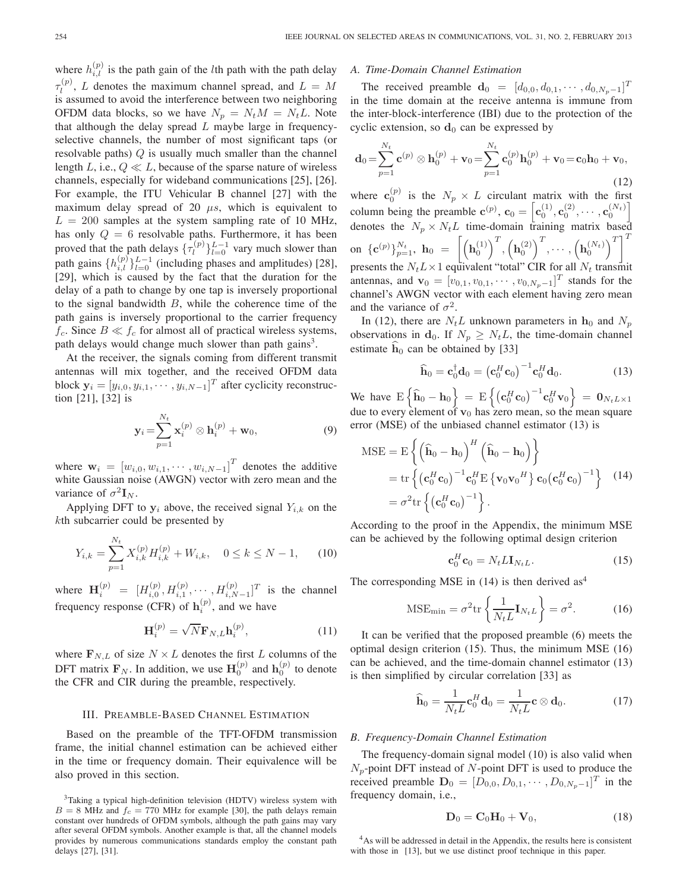where $h_{i,l}^{(p)}$ is the path gain of the $l$th path with the path delay $\tau_l^{(p)}$, $L$ denotes the maximum channel spread, and $L = M$ is assumed to avoid the interference between two neighboring OFDM data blocks, so we have $N_p = N_t M = N_t L$. Note that although the delay spread $L$ maybe large in frequency-selective channels, the number of most significant taps (or resolvable paths) $Q$ is usually much smaller than the channel length $L$, i.e., $Q \ll L$, because of the sparse nature of wireless channels, especially for wideband communications [25], [26]. For example, the ITU Vehicular B channel [27] with the maximum delay spread of 20 $\mu s$, which is equivalent to $L = 200$ samples at the system sampling rate of 10 MHz, has only $Q = 6$ resolvable paths. Furthermore, it has been proved that the path delays $\{\tau_l^{(p)}\}_{l=0}^{L-1}$ vary much slower than path gains $\{h_{i,l}^{(p)}\}_{l=0}^{L-1}$ (including phases and amplitudes) [28], [29], which is caused by the fact that the duration for the delay of a path to change by one tap is inversely proportional to the signal bandwidth $B$, while the coherence time of the path gains is inversely proportional to the carrier frequency $f_c$. Since $B \ll f_c$ for almost all of practical wireless systems, path delays would change much slower than path gains[3].

At the receiver, the signals coming from different transmit antennas will mix together, and the received OFDM data block $\mathbf{y}_i = [y_{i,0}, y_{i,1}, \cdots, y_{i,N-1}]^T$ after cyclicity reconstruction [21], [32] is

$$\mathbf{y}_i = \sum_{p=1}^{N_t} \mathbf{x}_i^{(p)} \otimes \mathbf{h}_i^{(p)} + \mathbf{w}_0, \tag{9}$$

where $\mathbf{w}_i = [w_{i,0}, w_{i,1}, \cdots, w_{i,N-1}]^T$ denotes the additive white Gaussian noise (AWGN) vector with zero mean and the variance of $\sigma^2 \mathbf{I}_N$.

Applying DFT to $\mathbf{y}_i$ above, the received signal $Y_{i,k}$ on the $k$th subcarrier could be presented by

$$Y_{i,k} = \sum_{p=1}^{N_t} X_{i,k}^{(p)} H_{i,k}^{(p)} + W_{i,k}, \quad 0 \le k \le N-1, \tag{10}$$

where $\mathbf{H}_i^{(p)} = [H_{i,0}^{(p)}, H_{i,1}^{(p)}, \cdots, H_{i,N-1}^{(p)}]^T$ is the channel frequency response (CFR) of $\mathbf{h}_i^{(p)}$, and we have

$$\mathbf{H}_i^{(p)} = \sqrt{N} \mathbf{F}_{N,L} \mathbf{h}_i^{(p)}, \tag{11}$$

where $\mathbf{F}_{N,L}$ of size $N \times L$ denotes the first $L$ columns of the DFT matrix $\mathbf{F}_N$. In addition, we use $\mathbf{H}_0^{(p)}$ and $\mathbf{h}_0^{(p)}$ to denote the CFR and CIR during the preamble, respectively.

## III. Preamble-Based Channel Estimation

Based on the preamble of the TFT-OFDM transmission frame, the initial channel estimation can be achieved either in the time or frequency domain. Their equivalence will be also proved in this section.

### A. Time-Domain Channel Estimation

The received preamble $\mathbf{d}_0 = [d_{0,0}, d_{0,1}, \cdots, d_{0,N_p-1}]^T$ in the time domain at the receive antenna is immune from the inter-block-interference (IBI) due to the protection of the cyclic extension, so $\mathbf{d}_0$ can be expressed by

$$\mathbf{d}_0 = \sum_{p=1}^{N_t} \mathbf{c}^{(p)} \otimes \mathbf{h}_0^{(p)} + \mathbf{v}_0 = \sum_{p=1}^{N_t} \mathbf{c}_0^{(p)} \mathbf{h}_0^{(p)} + \mathbf{v}_0 = \mathbf{c}_0 \mathbf{h}_0 + \mathbf{v}_0, \tag{12}$$

where $\mathbf{c}_0^{(p)}$ is the $N_p \times L$ circulant matrix with the first column being the preamble $\mathbf{c}^{(p)}$, $\mathbf{c}_0 = \left[\mathbf{c}_0^{(1)}, \mathbf{c}_0^{(2)}, \cdots, \mathbf{c}_0^{(N_t)}\right]$ denotes the $N_p \times N_t L$ time-domain training matrix based on $\{\mathbf{c}^{(p)}\}_{p=1}^{N_t}$, $\mathbf{h}_0 = \left[\left(\mathbf{h}_0^{(1)}\right)^T, \left(\mathbf{h}_0^{(2)}\right)^T, \cdots, \left(\mathbf{h}_0^{(N_t)}\right)^T\right]^T$ presents the $N_t L \times 1$ equivalent "total" CIR for all $N_t$ transmit antennas, and $\mathbf{v}_0 = [v_{0,1}, v_{0,1}, \cdots, v_{0,N_p-1}]^T$ stands for the channel's AWGN vector with each element having zero mean and the variance of $\sigma^2$.

In (12), there are $N_t L$ unknown parameters in $\mathbf{h}_0$ and $N_p$ observations in $\mathbf{d}_0$. If $N_p \ge N_t L$, the time-domain channel estimate $\widehat{\mathbf{h}}_0$ can be obtained by [33]

$$\widehat{\mathbf{h}}_0 = \mathbf{c}_0^{\dagger} \mathbf{d}_0 = \left(\mathbf{c}_0^H \mathbf{c}_0\right)^{-1} \mathbf{c}_0^H \mathbf{d}_0. \tag{13}$$

We have $\mathrm{E}\left\{\widehat{\mathbf{h}}_0 - \mathbf{h}_0\right\} = \mathrm{E}\left\{\left(\mathbf{c}_0^H \mathbf{c}_0\right)^{-1} \mathbf{c}_0^H \mathbf{v}_0\right\} = \mathbf{0}_{N_t L \times 1}$ due to every element of $\mathbf{v}_0$ has zero mean, so the mean square error (MSE) of the unbiased channel estimator (13) is

$$\begin{aligned}
\mathrm{MSE} &= \mathrm{E}\left\{\left(\widehat{\mathbf{h}}_0 - \mathbf{h}_0\right)^H \left(\widehat{\mathbf{h}}_0 - \mathbf{h}_0\right)\right\} \\
&= \mathrm{tr}\left\{\left(\mathbf{c}_0^H \mathbf{c}_0\right)^{-1} \mathbf{c}_0^H \mathrm{E}\left\{\mathbf{v}_0 \mathbf{v}_0{}^H\right\} \mathbf{c}_0 \left(\mathbf{c}_0^H \mathbf{c}_0\right)^{-1}\right\} \\
&= \sigma^2 \mathrm{tr}\left\{\left(\mathbf{c}_0^H \mathbf{c}_0\right)^{-1}\right\}.
\end{aligned} \tag{14}$$

According to the proof in the Appendix, the minimum MSE can be achieved by the following optimal design criterion

$$\mathbf{c}_0^H \mathbf{c}_0 = N_t L \mathbf{I}_{N_t L}. \tag{15}$$

The corresponding MSE in (14) is then derived as[4]

$$\mathrm{MSE}_{\min} = \sigma^2 \mathrm{tr}\left\{\frac{1}{N_t L} \mathbf{I}_{N_t L}\right\} = \sigma^2. \tag{16}$$

It can be verified that the proposed preamble (6) meets the optimal design criterion (15). Thus, the minimum MSE (16) can be achieved, and the time-domain channel estimator (13) is then simplified by circular correlation [33] as

$$\widehat{\mathbf{h}}_0 = \frac{1}{N_t L} \mathbf{c}_0^H \mathbf{d}_0 = \frac{1}{N_t L} \mathbf{c} \otimes \mathbf{d}_0. \tag{17}$$

### B. Frequency-Domain Channel Estimation

The frequency-domain signal model (10) is also valid when $N_p$-point DFT instead of $N$-point DFT is used to produce the received preamble $\mathbf{D}_0 = [D_{0,0}, D_{0,1}, \cdots, D_{0,N_p-1}]^T$ in the frequency domain, i.e.,

$$\mathbf{D}_0 = \mathbf{C}_0 \mathbf{H}_0 + \mathbf{V}_0, \tag{18}$$

[3] Taking a typical high-definition television (HDTV) wireless system with $B = 8$ MHz and $f_c = 770$ MHz for example [30], the path delays remain constant over hundreds of OFDM symbols, although the path gains may vary after several OFDM symbols. Another example is that, all the channel models provides by numerous communications standards employ the constant path delays [27], [31].

[4] As will be addressed in detail in the Appendix, the results here is consistent with those in [13], but we use distinct proof technique in this paper.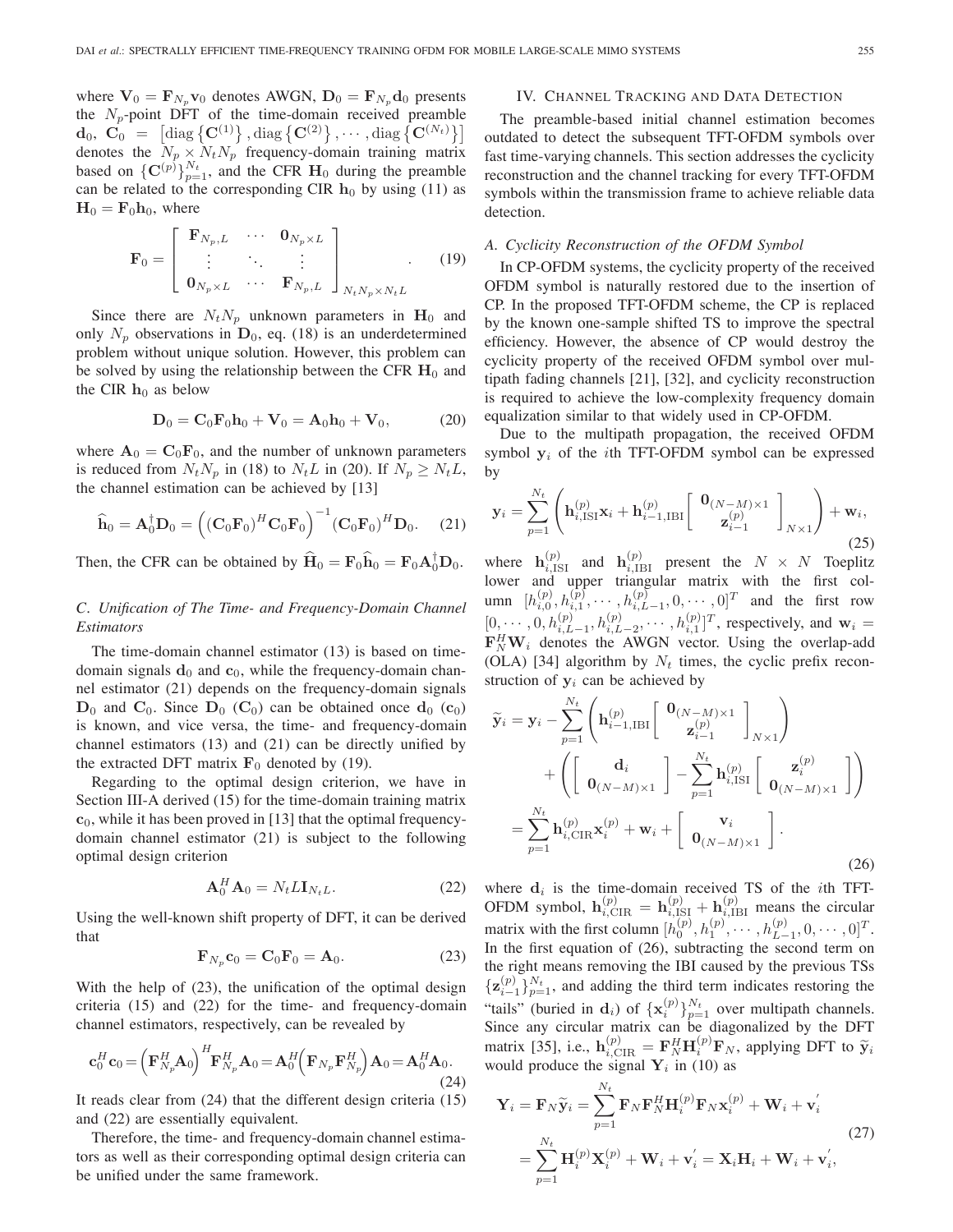where $\mathbf{V}_0 = \mathbf{F}_{N_p}\mathbf{v}_0$ denotes AWGN, $\mathbf{D}_0 = \mathbf{F}_{N_p}\mathbf{d}_0$ presents the $N_p$-point DFT of the time-domain received preamble $\mathbf{d}_0$, $\mathbf{C}_0 = \left[\operatorname{diag}\left\{\mathbf{C}^{(1)}\right\}, \operatorname{diag}\left\{\mathbf{C}^{(2)}\right\}, \cdots, \operatorname{diag}\left\{\mathbf{C}^{(N_t)}\right\}\right]$ denotes the $N_p \times N_t N_p$ frequency-domain training matrix based on $\{\mathbf{C}^{(p)}\}_{p=1}^{N_t}$, and the CFR $\mathbf{H}_0$ during the preamble can be related to the corresponding CIR $\mathbf{h}_0$ by using (11) as $\mathbf{H}_0 = \mathbf{F}_0\mathbf{h}_0$, where

$$\mathbf{F}_0 = \begin{bmatrix} \mathbf{F}_{N_p,L} & \cdots & \mathbf{0}_{N_p \times L} \\ \vdots & \ddots & \vdots \\ \mathbf{0}_{N_p \times L} & \cdots & \mathbf{F}_{N_p,L} \end{bmatrix}_{N_t N_p \times N_t L}. \tag{19}$$

Since there are $N_t N_p$ unknown parameters in $\mathbf{H}_0$ and only $N_p$ observations in $\mathbf{D}_0$, eq. (18) is an underdetermined problem without unique solution. However, this problem can be solved by using the relationship between the CFR $\mathbf{H}_0$ and the CIR $\mathbf{h}_0$ as below

$$\mathbf{D}_0 = \mathbf{C}_0\mathbf{F}_0\mathbf{h}_0 + \mathbf{V}_0 = \mathbf{A}_0\mathbf{h}_0 + \mathbf{V}_0, \tag{20}$$

where $\mathbf{A}_0 = \mathbf{C}_0\mathbf{F}_0$, and the number of unknown parameters is reduced from $N_t N_p$ in (18) to $N_t L$ in (20). If $N_p \geq N_t L$, the channel estimation can be achieved by [13]

$$\widehat{\mathbf{h}}_0 = \mathbf{A}_0^{\dagger}\mathbf{D}_0 = \left((\mathbf{C}_0\mathbf{F}_0)^H \mathbf{C}_0\mathbf{F}_0\right)^{-1}(\mathbf{C}_0\mathbf{F}_0)^H\mathbf{D}_0. \tag{21}$$

Then, the CFR can be obtained by $\widehat{\mathbf{H}}_0 = \mathbf{F}_0\widehat{\mathbf{h}}_0 = \mathbf{F}_0\mathbf{A}_0^{\dagger}\mathbf{D}_0$.

### C. Unification of The Time- and Frequency-Domain Channel Estimators

The time-domain channel estimator (13) is based on time-domain signals $\mathbf{d}_0$ and $\mathbf{c}_0$, while the frequency-domain channel estimator (21) depends on the frequency-domain signals $\mathbf{D}_0$ and $\mathbf{C}_0$. Since $\mathbf{D}_0$ ($\mathbf{C}_0$) can be obtained once $\mathbf{d}_0$ ($\mathbf{c}_0$) is known, and vice versa, the time- and frequency-domain channel estimators (13) and (21) can be directly unified by the extracted DFT matrix $\mathbf{F}_0$ denoted by (19).

Regarding to the optimal design criterion, we have in Section III-A derived (15) for the time-domain training matrix $\mathbf{c}_0$, while it has been proved in [13] that the optimal frequency-domain channel estimator (21) is subject to the following optimal design criterion

$$\mathbf{A}_0^H\mathbf{A}_0 = N_t L \mathbf{I}_{N_t L}. \tag{22}$$

Using the well-known shift property of DFT, it can be derived that

$$\mathbf{F}_{N_p}\mathbf{c}_0 = \mathbf{C}_0\mathbf{F}_0 = \mathbf{A}_0. \tag{23}$$

With the help of (23), the unification of the optimal design criteria (15) and (22) for the time- and frequency-domain channel estimators, respectively, can be revealed by

$$\mathbf{c}_0^H\mathbf{c}_0 = \left(\mathbf{F}_{N_p}^H\mathbf{A}_0\right)^H\mathbf{F}_{N_p}^H\mathbf{A}_0 = \mathbf{A}_0^H\left(\mathbf{F}_{N_p}\mathbf{F}_{N_p}^H\right)\mathbf{A}_0 = \mathbf{A}_0^H\mathbf{A}_0. \tag{24}$$

It reads clear from (24) that the different design criteria (15) and (22) are essentially equivalent.

Therefore, the time- and frequency-domain channel estimators as well as their corresponding optimal design criteria can be unified under the same framework.

## IV. Channel Tracking and Data Detection

The preamble-based initial channel estimation becomes outdated to detect the subsequent TFT-OFDM symbols over fast time-varying channels. This section addresses the cyclicity reconstruction and the channel tracking for every TFT-OFDM symbols within the transmission frame to achieve reliable data detection.

### A. Cyclicity Reconstruction of the OFDM Symbol

In CP-OFDM systems, the cyclicity property of the received OFDM symbol is naturally restored due to the insertion of CP. In the proposed TFT-OFDM scheme, the CP is replaced by the known one-sample shifted TS to improve the spectral efficiency. However, the absence of CP would destroy the cyclicity property of the received OFDM symbol over multipath fading channels [21], [32], and cyclicity reconstruction is required to achieve the low-complexity frequency domain equalization similar to that widely used in CP-OFDM.

Due to the multipath propagation, the received OFDM symbol $\mathbf{y}_i$ of the $i$th TFT-OFDM symbol can be expressed by

$$\mathbf{y}_i = \sum_{p=1}^{N_t}\left(\mathbf{h}_{i,\mathrm{ISI}}^{(p)}\mathbf{x}_i + \mathbf{h}_{i-1,\mathrm{IBI}}^{(p)}\begin{bmatrix}\mathbf{0}_{(N-M)\times 1} \\ \mathbf{z}_{i-1}^{(p)}\end{bmatrix}_{N\times 1}\right) + \mathbf{w}_i, \tag{25}$$

where $\mathbf{h}_{i,\mathrm{ISI}}^{(p)}$ and $\mathbf{h}_{i,\mathrm{IBI}}^{(p)}$ present the $N \times N$ Toeplitz lower and upper triangular matrix with the first column $[h_{i,0}^{(p)}, h_{i,1}^{(p)}, \cdots, h_{i,L-1}^{(p)}, 0, \cdots, 0]^T$ and the first row $[0, \cdots, 0, h_{i,L-1}^{(p)}, h_{i,L-2}^{(p)}, \cdots, h_{i,1}^{(p)}]^T$, respectively, and $\mathbf{w}_i = \mathbf{F}_N^H\mathbf{W}_i$ denotes the AWGN vector. Using the overlap-add (OLA) [34] algorithm by $N_t$ times, the cyclic prefix reconstruction of $\mathbf{y}_i$ can be achieved by

$$\begin{aligned}\widetilde{\mathbf{y}}_i &= \mathbf{y}_i - \sum_{p=1}^{N_t}\left(\mathbf{h}_{i-1,\mathrm{IBI}}^{(p)}\begin{bmatrix}\mathbf{0}_{(N-M)\times 1} \\ \mathbf{z}_{i-1}^{(p)}\end{bmatrix}_{N\times 1}\right) \\ &\quad + \left(\begin{bmatrix}\mathbf{d}_i \\ \mathbf{0}_{(N-M)\times 1}\end{bmatrix} - \sum_{p=1}^{N_t}\mathbf{h}_{i,\mathrm{ISI}}^{(p)}\begin{bmatrix}\mathbf{z}_i^{(p)} \\ \mathbf{0}_{(N-M)\times 1}\end{bmatrix}\right) \\ &= \sum_{p=1}^{N_t}\mathbf{h}_{i,\mathrm{CIR}}^{(p)}\mathbf{x}_i^{(p)} + \mathbf{w}_i + \begin{bmatrix}\mathbf{v}_i \\ \mathbf{0}_{(N-M)\times 1}\end{bmatrix}.\end{aligned} \tag{26}$$

where $\mathbf{d}_i$ is the time-domain received TS of the $i$th TFT-OFDM symbol, $\mathbf{h}_{i,\mathrm{CIR}}^{(p)} = \mathbf{h}_{i,\mathrm{ISI}}^{(p)} + \mathbf{h}_{i,\mathrm{IBI}}^{(p)}$ means the circular matrix with the first column $[h_0^{(p)}, h_1^{(p)}, \cdots, h_{L-1}^{(p)}, 0, \cdots, 0]^T$. In the first equation of (26), subtracting the second term on the right means removing the IBI caused by the previous TSs $\{\mathbf{z}_{i-1}^{(p)}\}_{p=1}^{N_t}$, and adding the third term indicates restoring the "tails" (buried in $\mathbf{d}_i$) of $\{\mathbf{x}_i^{(p)}\}_{p=1}^{N_t}$ over multipath channels. Since any circular matrix can be diagonalized by the DFT matrix [35], i.e., $\mathbf{h}_{i,\mathrm{CIR}}^{(p)} = \mathbf{F}_N^H\mathbf{H}_i^{(p)}\mathbf{F}_N$, applying DFT to $\widetilde{\mathbf{y}}_i$ would produce the signal $\mathbf{Y}_i$ in (10) as

$$\begin{aligned}\mathbf{Y}_i = \mathbf{F}_N\widetilde{\mathbf{y}}_i &= \sum_{p=1}^{N_t}\mathbf{F}_N\mathbf{F}_N^H\mathbf{H}_i^{(p)}\mathbf{F}_N\mathbf{x}_i^{(p)} + \mathbf{W}_i + \mathbf{v}_i^{'} \\ &= \sum_{p=1}^{N_t}\mathbf{H}_i^{(p)}\mathbf{X}_i^{(p)} + \mathbf{W}_i + \mathbf{v}_i^{'} = \mathbf{X}_i\mathbf{H}_i + \mathbf{W}_i + \mathbf{v}_i^{'},\end{aligned} \tag{27}$$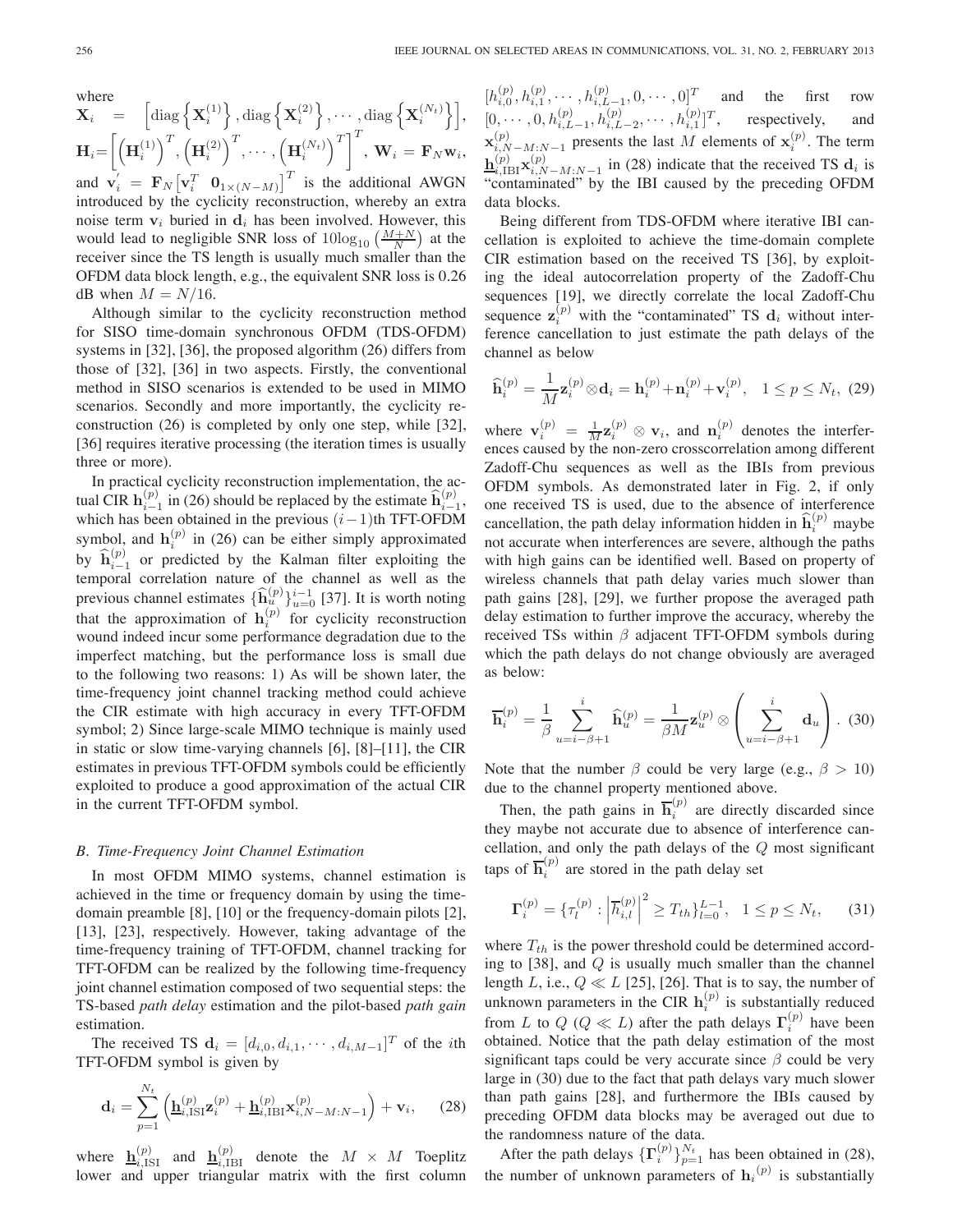where

$\mathbf{X}_i = \left[\mathrm{diag}\left\{\mathbf{X}_i^{(1)}\right\}, \mathrm{diag}\left\{\mathbf{X}_i^{(2)}\right\}, \cdots, \mathrm{diag}\left\{\mathbf{X}_i^{(N_t)}\right\}\right]$,

$\mathbf{H}_i = \left[\left(\mathbf{H}_i^{(1)}\right)^T, \left(\mathbf{H}_i^{(2)}\right)^T, \cdots, \left(\mathbf{H}_i^{(N_t)}\right)^T\right]^T$, $\mathbf{W}_i = \mathbf{F}_N \mathbf{w}_i$,

and $\mathbf{v}_i^{'} = \mathbf{F}_N \left[\mathbf{v}_i^T \ \ \mathbf{0}_{1\times(N-M)}\right]^T$ is the additional AWGN introduced by the cyclicity reconstruction, whereby an extra noise term $\mathbf{v}_i$ buried in $\mathbf{d}_i$ has been involved. However, this would lead to negligible SNR loss of $10\log_{10}\left(\frac{M+N}{N}\right)$ at the receiver since the TS length is usually much smaller than the OFDM data block length, e.g., the equivalent SNR loss is 0.26 dB when $M = N/16$.

Although similar to the cyclicity reconstruction method for SISO time-domain synchronous OFDM (TDS-OFDM) systems in [32], [36], the proposed algorithm (26) differs from those of [32], [36] in two aspects. Firstly, the conventional method in SISO scenarios is extended to be used in MIMO scenarios. Secondly and more importantly, the cyclicity reconstruction (26) is completed by only one step, while [32], [36] requires iterative processing (the iteration times is usually three or more).

In practical cyclicity reconstruction implementation, the actual CIR $\mathbf{h}_{i-1}^{(p)}$ in (26) should be replaced by the estimate $\widehat{\mathbf{h}}_{i-1}^{(p)}$, which has been obtained in the previous $(i-1)$th TFT-OFDM symbol, and $\mathbf{h}_i^{(p)}$ in (26) can be either simply approximated by $\widehat{\mathbf{h}}_{i-1}^{(p)}$ or predicted by the Kalman filter exploiting the temporal correlation nature of the channel as well as the previous channel estimates $\{\widehat{\mathbf{h}}_u^{(p)}\}_{u=0}^{i-1}$ [37]. It is worth noting that the approximation of $\mathbf{h}_i^{(p)}$ for cyclicity reconstruction wound indeed incur some performance degradation due to the imperfect matching, but the performance loss is small due to the following two reasons: 1) As will be shown later, the time-frequency joint channel tracking method could achieve the CIR estimate with high accuracy in every TFT-OFDM symbol; 2) Since large-scale MIMO technique is mainly used in static or slow time-varying channels [6], [8]–[11], the CIR estimates in previous TFT-OFDM symbols could be efficiently exploited to produce a good approximation of the actual CIR in the current TFT-OFDM symbol.

### B. Time-Frequency Joint Channel Estimation

In most OFDM MIMO systems, channel estimation is achieved in the time or frequency domain by using the time-domain preamble [8], [10] or the frequency-domain pilots [2], [13], [23], respectively. However, taking advantage of the time-frequency training of TFT-OFDM, channel tracking for TFT-OFDM can be realized by the following time-frequency joint channel estimation composed of two sequential steps: the TS-based *path delay* estimation and the pilot-based *path gain* estimation.

The received TS $\mathbf{d}_i = [d_{i,0}, d_{i,1}, \cdots, d_{i,M-1}]^T$ of the $i$th TFT-OFDM symbol is given by

$$\mathbf{d}_i = \sum_{p=1}^{N_t}\left(\underline{\mathbf{h}}_{i,\mathrm{ISI}}^{(p)}\mathbf{z}_i^{(p)} + \underline{\mathbf{h}}_{i,\mathrm{IBI}}^{(p)}\mathbf{x}_{i,N-M:N-1}^{(p)}\right) + \mathbf{v}_i, \quad (28)$$

where $\underline{\mathbf{h}}_{i,\mathrm{ISI}}^{(p)}$ and $\underline{\mathbf{h}}_{i,\mathrm{IBI}}^{(p)}$ denote the $M \times M$ Toeplitz lower and upper triangular matrix with the first column $[h_{i,0}^{(p)}, h_{i,1}^{(p)}, \cdots, h_{i,L-1}^{(p)}, 0, \cdots, 0]^T$ and the first row $[0, \cdots, 0, h_{i,L-1}^{(p)}, h_{i,L-2}^{(p)}, \cdots, h_{i,1}^{(p)}]^T$, respectively, and $\mathbf{x}_{i,N-M:N-1}^{(p)}$ presents the last $M$ elements of $\mathbf{x}_i^{(p)}$. The term $\underline{\mathbf{h}}_{i,\mathrm{IBI}}^{(p)}\mathbf{x}_{i,N-M:N-1}^{(p)}$ in (28) indicate that the received TS $\mathbf{d}_i$ is "contaminated" by the IBI caused by the preceding OFDM data blocks.

Being different from TDS-OFDM where iterative IBI cancellation is exploited to achieve the time-domain complete CIR estimation based on the received TS [36], by exploiting the ideal autocorrelation property of the Zadoff-Chu sequences [19], we directly correlate the local Zadoff-Chu sequence $\mathbf{z}_i^{(p)}$ with the "contaminated" TS $\mathbf{d}_i$ without interference cancellation to just estimate the path delays of the channel as below

$$\widehat{\mathbf{h}}_i^{(p)} = \frac{1}{M}\mathbf{z}_i^{(p)} \otimes \mathbf{d}_i = \mathbf{h}_i^{(p)} + \mathbf{n}_i^{(p)} + \mathbf{v}_i^{(p)}, \quad 1 \le p \le N_t, \ (29)$$

where $\mathbf{v}_i^{(p)} = \frac{1}{M}\mathbf{z}_i^{(p)} \otimes \mathbf{v}_i$, and $\mathbf{n}_i^{(p)}$ denotes the interferences caused by the non-zero crosscorrelation among different Zadoff-Chu sequences as well as the IBIs from previous OFDM symbols. As demonstrated later in Fig. 2, if only one received TS is used, due to the absence of interference cancellation, the path delay information hidden in $\widehat{\mathbf{h}}_i^{(p)}$ maybe not accurate when interferences are severe, although the paths with high gains can be identified well. Based on property of wireless channels that path delay varies much slower than path gains [28], [29], we further propose the averaged path delay estimation to further improve the accuracy, whereby the received TSs within $\beta$ adjacent TFT-OFDM symbols during which the path delays do not change obviously are averaged as below:

$$\overline{\mathbf{h}}_i^{(p)} = \frac{1}{\beta}\sum_{u=i-\beta+1}^{i}\widehat{\mathbf{h}}_u^{(p)} = \frac{1}{\beta M}\mathbf{z}_u^{(p)} \otimes \left(\sum_{u=i-\beta+1}^{i}\mathbf{d}_u\right). \ (30)$$

Note that the number $\beta$ could be very large (e.g., $\beta > 10$) due to the channel property mentioned above.

Then, the path gains in $\overline{\mathbf{h}}_i^{(p)}$ are directly discarded since they maybe not accurate due to absence of interference cancellation, and only the path delays of the $Q$ most significant taps of $\overline{\mathbf{h}}_i^{(p)}$ are stored in the path delay set

$$\mathbf{\Gamma}_i^{(p)} = \{\tau_l^{(p)} : \left|\overline{h}_{i,l}^{(p)}\right|^2 \ge T_{th}\}_{l=0}^{L-1}, \quad 1 \le p \le N_t, \qquad (31)$$

where $T_{th}$ is the power threshold could be determined according to [38], and $Q$ is usually much smaller than the channel length $L$, i.e., $Q \ll L$ [25], [26]. That is to say, the number of unknown parameters in the CIR $\mathbf{h}_i^{(p)}$ is substantially reduced from $L$ to $Q$ ($Q \ll L$) after the path delays $\mathbf{\Gamma}_i^{(p)}$ have been obtained. Notice that the path delay estimation of the most significant taps could be very accurate since $\beta$ could be very large in (30) due to the fact that path delays vary much slower than path gains [28], and furthermore the IBIs caused by preceding OFDM data blocks may be averaged out due to the randomness nature of the data.

After the path delays $\{\mathbf{\Gamma}_i^{(p)}\}_{p=1}^{N_t}$ has been obtained in (28), the number of unknown parameters of $\mathbf{h}_i{}^{(p)}$ is substantially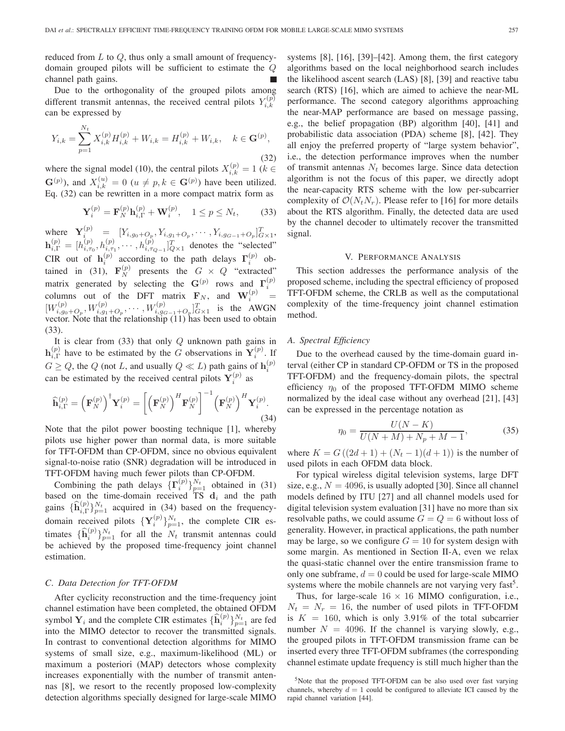reduced from $L$ to $Q$, thus only a small amount of frequency-domain grouped pilots will be sufficient to estimate the $Q$ channel path gains. ∎

Due to the orthogonality of the grouped pilots among different transmit antennas, the received central pilots $Y_{i,k}^{(p)}$ can be expressed by

$$Y_{i,k} = \sum_{p=1}^{N_t} X_{i,k}^{(p)} H_{i,k}^{(p)} + W_{i,k} = H_{i,k}^{(p)} + W_{i,k}, \quad k \in \mathbf{G}^{(p)}, \tag{32}$$

where the signal model (10), the central pilots $X_{i,k}^{(p)} = 1$ ($k \in \mathbf{G}^{(p)}$), and $X_{i,k}^{(u)} = 0$ ($u \neq p, k \in \mathbf{G}^{(p)}$) have been utilized. Eq. (32) can be rewritten in a more compact matrix form as

$$\mathbf{Y}_i^{(p)} = \mathbf{F}_N^{(p)} \mathbf{h}_{i,\Gamma}^{(p)} + \mathbf{W}_i^{(p)}, \quad 1 \leq p \leq N_t, \tag{33}$$

where $\mathbf{Y}_i^{(p)} = [Y_{i,g_0+O_p}, Y_{i,g_1+O_p}, \cdots, Y_{i,g_{G-1}+O_p}]_{G\times 1}^T$, $\mathbf{h}_{i,\Gamma}^{(p)} = [h_{i,\tau_0}^{(p)}, h_{i,\tau_1}^{(p)}, \cdots, h_{i,\tau_{Q-1}}^{(p)}]_{Q\times 1}^T$ denotes the "selected" CIR out of $\mathbf{h}_i^{(p)}$ according to the path delays $\mathbf{\Gamma}_i^{(p)}$ obtained in (31), $\mathbf{F}_N^{(p)}$ presents the $G \times Q$ "extracted" matrix generated by selecting the $\mathbf{G}^{(p)}$ rows and $\mathbf{\Gamma}_i^{(p)}$ columns out of the DFT matrix $\mathbf{F}_N$, and $\mathbf{W}_i^{(p)} = [W_{i,g_0+O_p}^{(p)}, W_{i,g_1+O_p}^{(p)}, \cdots, W_{i,g_{G-1}+O_p}^{(p)}]_{G\times 1}^T$ is the AWGN vector. Note that the relationship (11) has been used to obtain (33).

It is clear from (33) that only $Q$ unknown path gains in $\mathbf{h}_{i,\Gamma}^{(p)}$ have to be estimated by the $G$ observations in $\mathbf{Y}_i^{(p)}$. If $G \geq Q$, the $Q$ (not $L$, and usually $Q \ll L$) path gains of $\mathbf{h}_i^{(p)}$ can be estimated by the received central pilots $\mathbf{Y}_i^{(p)}$ as

$$\widehat{\mathbf{h}}_{i,\Gamma}^{(p)} = \left(\mathbf{F}_N^{(p)}\right)^{\dagger} \mathbf{Y}_i^{(p)} = \left[\left(\mathbf{F}_N^{(p)}\right)^H \mathbf{F}_N^{(p)}\right]^{-1} \left(\mathbf{F}_N^{(p)}\right)^H \mathbf{Y}_i^{(p)}. \tag{34}$$

Note that the pilot power boosting technique [1], whereby pilots use higher power than normal data, is more suitable for TFT-OFDM than CP-OFDM, since no obvious equivalent signal-to-noise ratio (SNR) degradation will be introduced in TFT-OFDM having much fewer pilots than CP-OFDM.

Combining the path delays $\{\mathbf{\Gamma}_i^{(p)}\}_{p=1}^{N_t}$ obtained in (31) based on the time-domain received TS $\mathbf{d}_i$ and the path gains $\{\widehat{\mathbf{h}}_{i,\Gamma}^{(p)}\}_{p=1}^{N_t}$ acquired in (34) based on the frequency-domain received pilots $\{\mathbf{Y}_i^{(p)}\}_{p=1}^{N_t}$, the complete CIR estimates $\{\widehat{\mathbf{h}}_i^{(p)}\}_{p=1}^{N_t}$ for all the $N_t$ transmit antennas could be achieved by the proposed time-frequency joint channel estimation.

### C. Data Detection for TFT-OFDM

After cyclicity reconstruction and the time-frequency joint channel estimation have been completed, the obtained OFDM symbol $\mathbf{Y}_i$ and the complete CIR estimates $\{\widehat{\mathbf{h}}_i^{(p)}\}_{p=1}^{N_t}$ are fed into the MIMO detector to recover the transmitted signals. In contrast to conventional detection algorithms for MIMO systems of small size, e.g., maximum-likelihood (ML) or maximum a posteriori (MAP) detectors whose complexity increases exponentially with the number of transmit antennas [8], we resort to the recently proposed low-complexity detection algorithms specially designed for large-scale MIMO systems [8], [16], [39]–[42]. Among them, the first category algorithms based on the local neighborhood search includes the likelihood ascent search (LAS) [8], [39] and reactive tabu search (RTS) [16], which are aimed to achieve the near-ML performance. The second category algorithms approaching the near-MAP performance are based on message passing, e.g., the belief propagation (BP) algorithm [40], [41] and probabilistic data association (PDA) scheme [8], [42]. They all enjoy the preferred property of "large system behavior", i.e., the detection performance improves when the number of transmit antennas $N_t$ becomes large. Since data detection algorithm is not the focus of this paper, we directly adopt the near-capacity RTS scheme with the low per-subcarrier complexity of $\mathcal{O}(N_t N_r)$. Please refer to [16] for more details about the RTS algorithm. Finally, the detected data are used by the channel decoder to ultimately recover the transmitted signal.

## V. Performance Analysis

This section addresses the performance analysis of the proposed scheme, including the spectral efficiency of proposed TFT-OFDM scheme, the CRLB as well as the computational complexity of the time-frequency joint channel estimation method.

### A. Spectral Efficiency

Due to the overhead caused by the time-domain guard interval (either CP in standard CP-OFDM or TS in the proposed TFT-OFDM) and the frequency-domain pilots, the spectral efficiency $\eta_0$ of the proposed TFT-OFDM MIMO scheme normalized by the ideal case without any overhead [21], [43] can be expressed in the percentage notation as

$$\eta_0 = \frac{U(N-K)}{U(N+M) + N_p + M - 1}, \tag{35}$$

where $K = G\left((2d+1) + (N_t - 1)(d+1)\right)$ is the number of used pilots in each OFDM data block.

For typical wireless digital television systems, large DFT size, e.g., $N = 4096$, is usually adopted [30]. Since all channel models defined by ITU [27] and all channel models used for digital television system evaluation [31] have no more than six resolvable paths, we could assume $G = Q = 6$ without loss of generality. However, in practical applications, the path number may be large, so we configure $G = 10$ for system design with some margin. As mentioned in Section II-A, even we relax the quasi-static channel over the entire transmission frame to only one subframe, $d = 0$ could be used for large-scale MIMO systems where the mobile channels are not varying very fast[5].

Thus, for large-scale $16 \times 16$ MIMO configuration, i.e., $N_t = N_r = 16$, the number of used pilots in TFT-OFDM is $K = 160$, which is only 3.91% of the total subcarrier number $N = 4096$. If the channel is varying slowly, e.g., the grouped pilots in TFT-OFDM transmission frame can be inserted every three TFT-OFDM subframes (the corresponding channel estimate update frequency is still much higher than the

[5] Note that the proposed TFT-OFDM can be also used over fast varying channels, whereby $d = 1$ could be configured to alleviate ICI caused by the rapid channel variation [44].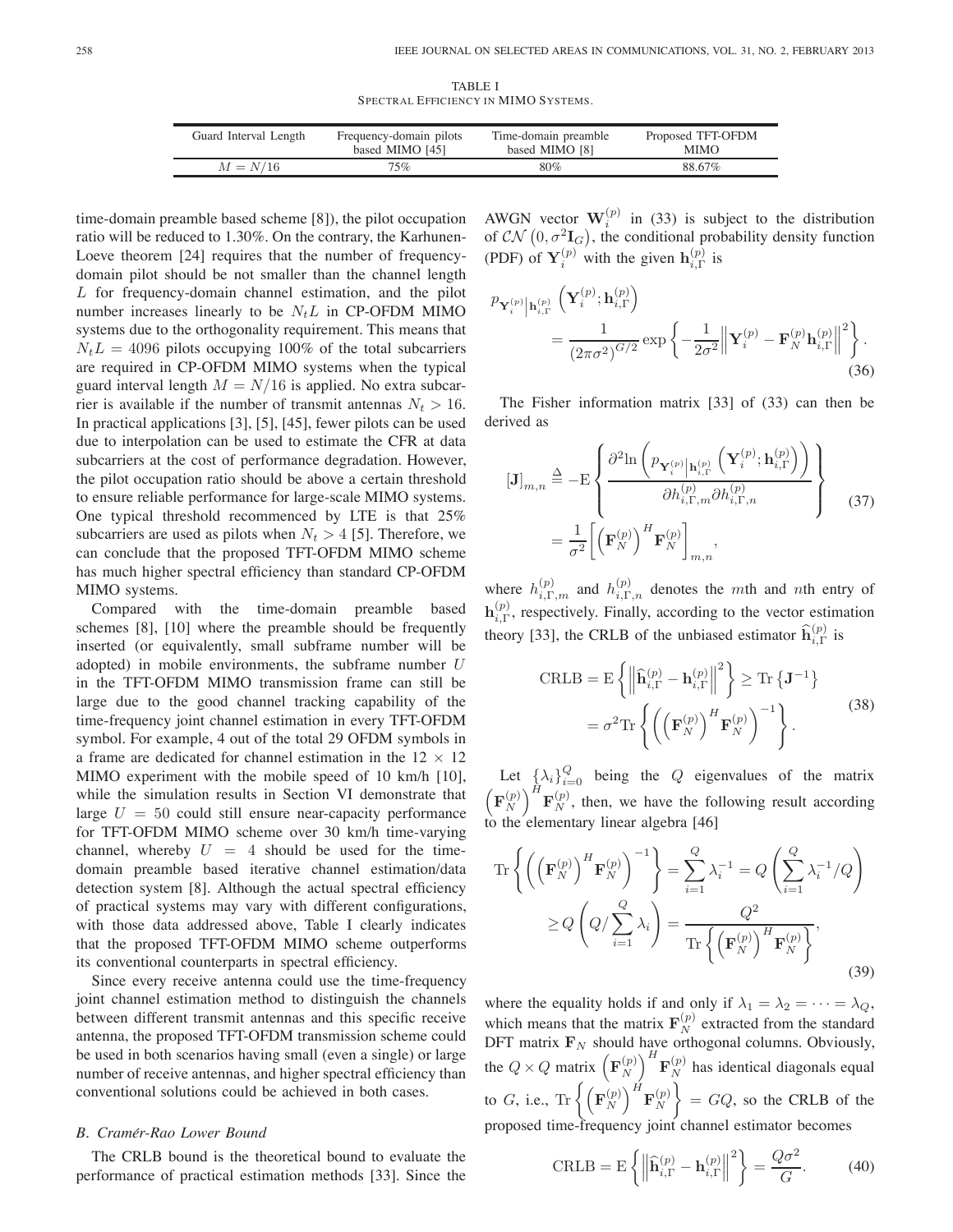TABLE I
SPECTRAL EFFICIENCY IN MIMO SYSTEMS.

| Guard Interval Length | Frequency-domain pilots based MIMO [45] | Time-domain preamble based MIMO [8] | Proposed TFT-OFDM MIMO |
|---|---|---|---|
| $M = N/16$ | 75% | 80% | 88.67% |

time-domain preamble based scheme [8]), the pilot occupation ratio will be reduced to 1.30%. On the contrary, the Karhunen-Loeve theorem [24] requires that the number of frequency-domain pilot should be not smaller than the channel length $L$ for frequency-domain channel estimation, and the pilot number increases linearly to be $N_t L$ in CP-OFDM MIMO systems due to the orthogonality requirement. This means that $N_t L = 4096$ pilots occupying 100% of the total subcarriers are required in CP-OFDM MIMO systems when the typical guard interval length $M = N/16$ is applied. No extra subcarrier is available if the number of transmit antennas $N_t > 16$. In practical applications [3], [5], [45], fewer pilots can be used due to interpolation can be used to estimate the CFR at data subcarriers at the cost of performance degradation. However, the pilot occupation ratio should be above a certain threshold to ensure reliable performance for large-scale MIMO systems. One typical threshold recommenced by LTE is that 25% subcarriers are used as pilots when $N_t > 4$ [5]. Therefore, we can conclude that the proposed TFT-OFDM MIMO scheme has much higher spectral efficiency than standard CP-OFDM MIMO systems.

Compared with the time-domain preamble based schemes [8], [10] where the preamble should be frequently inserted (or equivalently, small subframe number will be adopted) in mobile environments, the subframe number $U$ in the TFT-OFDM MIMO transmission frame can still be large due to the good channel tracking capability of the time-frequency joint channel estimation in every TFT-OFDM symbol. For example, 4 out of the total 29 OFDM symbols in a frame are dedicated for channel estimation in the $12 \times 12$ MIMO experiment with the mobile speed of 10 km/h [10], while the simulation results in Section VI demonstrate that large $U = 50$ could still ensure near-capacity performance for TFT-OFDM MIMO scheme over 30 km/h time-varying channel, whereby $U = 4$ should be used for the time-domain preamble based iterative channel estimation/data detection system [8]. Although the actual spectral efficiency of practical systems may vary with different configurations, with those data addressed above, Table I clearly indicates that the proposed TFT-OFDM MIMO scheme outperforms its conventional counterparts in spectral efficiency.

Since every receive antenna could use the time-frequency joint channel estimation method to distinguish the channels between different transmit antennas and this specific receive antenna, the proposed TFT-OFDM transmission scheme could be used in both scenarios having small (even a single) or large number of receive antennas, and higher spectral efficiency than conventional solutions could be achieved in both cases.

### B. Cramér-Rao Lower Bound

The CRLB bound is the theoretical bound to evaluate the performance of practical estimation methods [33]. Since the AWGN vector $\mathbf{W}_i^{(p)}$ in (33) is subject to the distribution of $\mathcal{CN}\left(0, \sigma^2 \mathbf{I}_G\right)$, the conditional probability density function (PDF) of $\mathbf{Y}_i^{(p)}$ with the given $\mathbf{h}_{i,\Gamma}^{(p)}$ is

$$
p_{\mathbf{Y}_i^{(p)} \left| \mathbf{h}_{i,\Gamma}^{(p)} \right.} \left(\mathbf{Y}_i^{(p)}; \mathbf{h}_{i,\Gamma}^{(p)}\right) = \frac{1}{\left(2\pi\sigma^2\right)^{G/2}} \exp\left\{ -\frac{1}{2\sigma^2} \left\| \mathbf{Y}_i^{(p)} - \mathbf{F}_N^{(p)} \mathbf{h}_{i,\Gamma}^{(p)} \right\|^2 \right\}. \tag{36}
$$

The Fisher information matrix [33] of (33) can then be derived as

$$
\begin{aligned}
[\mathbf{J}]_{m,n} &\triangleq -\mathrm{E}\left\{ \frac{\partial^2 \ln\left( p_{\mathbf{Y}_i^{(p)} \left| \mathbf{h}_{i,\Gamma}^{(p)} \right.} \left(\mathbf{Y}_i^{(p)}; \mathbf{h}_{i,\Gamma}^{(p)}\right)\right)}{\partial h_{i,\Gamma,m}^{(p)} \partial h_{i,\Gamma,n}^{(p)}} \right\} \\
&= \frac{1}{\sigma^2} \left[ \left(\mathbf{F}_N^{(p)}\right)^H \mathbf{F}_N^{(p)} \right]_{m,n},
\end{aligned} \tag{37}
$$

where $h_{i,\Gamma,m}^{(p)}$ and $h_{i,\Gamma,n}^{(p)}$ denotes the $m$th and $n$th entry of $\mathbf{h}_{i,\Gamma}^{(p)}$, respectively. Finally, according to the vector estimation theory [33], the CRLB of the unbiased estimator $\widehat{\mathbf{h}}_{i,\Gamma}^{(p)}$ is

$$
\begin{aligned}
\mathrm{CRLB} &= \mathrm{E}\left\{ \left\| \widehat{\mathbf{h}}_{i,\Gamma}^{(p)} - \mathbf{h}_{i,\Gamma}^{(p)} \right\|^2 \right\} \geq \mathrm{Tr}\left\{ \mathbf{J}^{-1} \right\} \\
&= \sigma^2 \mathrm{Tr}\left\{ \left( \left(\mathbf{F}_N^{(p)}\right)^H \mathbf{F}_N^{(p)} \right)^{-1} \right\}.
\end{aligned} \tag{38}
$$

Let $\{\lambda_i\}_{i=0}^{Q}$ being the $Q$ eigenvalues of the matrix $\left(\mathbf{F}_N^{(p)}\right)^H \mathbf{F}_N^{(p)}$, then, we have the following result according to the elementary linear algebra [46]

$$
\begin{aligned}
\mathrm{Tr}\left\{ \left( \left(\mathbf{F}_N^{(p)}\right)^H \mathbf{F}_N^{(p)} \right)^{-1} \right\} &= \sum_{i=1}^{Q} \lambda_i^{-1} = Q\left( \sum_{i=1}^{Q} \lambda_i^{-1} / Q \right) \\
&\geq Q\left( Q / \sum_{i=1}^{Q} \lambda_i \right) = \frac{Q^2}{\mathrm{Tr}\left\{ \left(\mathbf{F}_N^{(p)}\right)^H \mathbf{F}_N^{(p)} \right\}},
\end{aligned} \tag{39}
$$

where the equality holds if and only if $\lambda_1 = \lambda_2 = \cdots = \lambda_Q$, which means that the matrix $\mathbf{F}_N^{(p)}$ extracted from the standard DFT matrix $\mathbf{F}_N$ should have orthogonal columns. Obviously, the $Q \times Q$ matrix $\left(\mathbf{F}_N^{(p)}\right)^H \mathbf{F}_N^{(p)}$ has identical diagonals equal to $G$, i.e., $\mathrm{Tr}\left\{ \left(\mathbf{F}_N^{(p)}\right)^H \mathbf{F}_N^{(p)} \right\} = GQ$, so the CRLB of the proposed time-frequency joint channel estimator becomes

$$
\mathrm{CRLB} = \mathrm{E}\left\{ \left\| \widehat{\mathbf{h}}_{i,\Gamma}^{(p)} - \mathbf{h}_{i,\Gamma}^{(p)} \right\|^2 \right\} = \frac{Q\sigma^2}{G}. \tag{40}
$$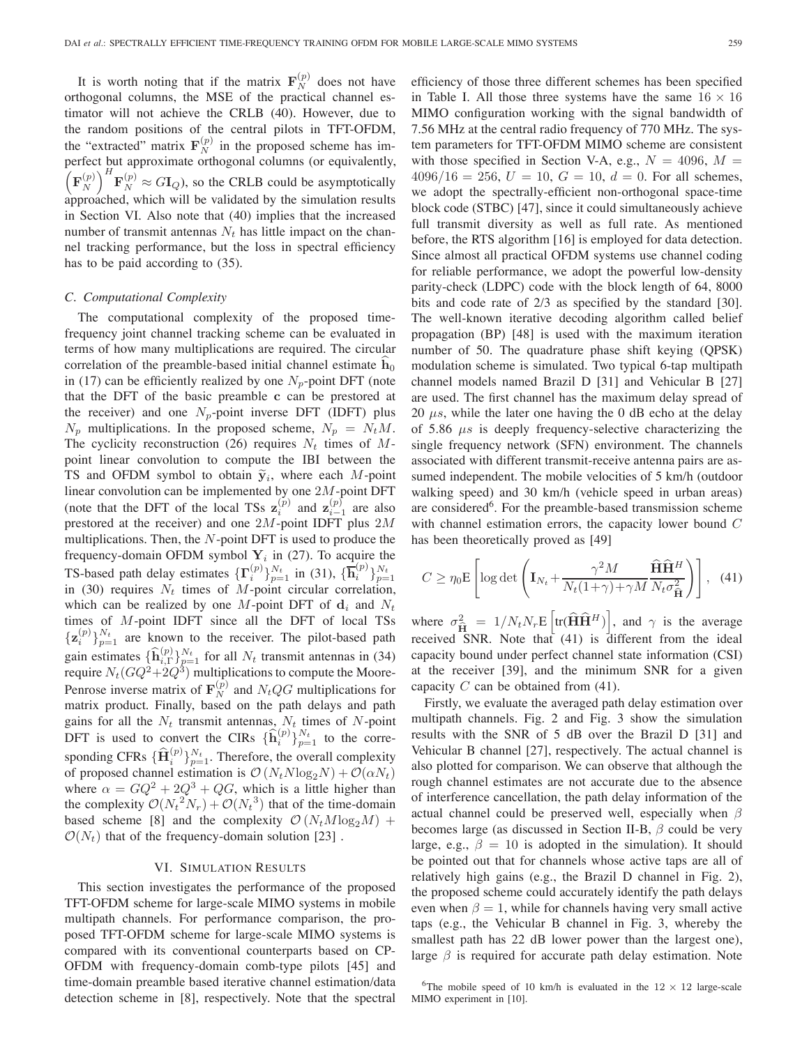It is worth noting that if the matrix $\mathbf{F}_N^{(p)}$ does not have orthogonal columns, the MSE of the practical channel estimator will not achieve the CRLB (40). However, due to the random positions of the central pilots in TFT-OFDM, the "extracted" matrix $\mathbf{F}_N^{(p)}$ in the proposed scheme has imperfect but approximate orthogonal columns (or equivalently, $\left(\mathbf{F}_N^{(p)}\right)^H \mathbf{F}_N^{(p)} \approx G\mathbf{I}_Q$), so the CRLB could be asymptotically approached, which will be validated by the simulation results in Section VI. Also note that (40) implies that the increased number of transmit antennas $N_t$ has little impact on the channel tracking performance, but the loss in spectral efficiency has to be paid according to (35).

### C. Computational Complexity

The computational complexity of the proposed time-frequency joint channel tracking scheme can be evaluated in terms of how many multiplications are required. The circular correlation of the preamble-based initial channel estimate $\widehat{\mathbf{h}}_0$ in (17) can be efficiently realized by one $N_p$-point DFT (note that the DFT of the basic preamble $\mathbf{c}$ can be prestored at the receiver) and one $N_p$-point inverse DFT (IDFT) plus $N_p$ multiplications. In the proposed scheme, $N_p = N_t M$. The cyclicity reconstruction (26) requires $N_t$ times of $M$-point linear convolution to compute the IBI between the TS and OFDM symbol to obtain $\widetilde{\mathbf{y}}_i$, where each $M$-point linear convolution can be implemented by one $2M$-point DFT (note that the DFT of the local TSs $\mathbf{z}_i^{(p)}$ and $\mathbf{z}_{i-1}^{(p)}$ are also prestored at the receiver) and one $2M$-point IDFT plus $2M$ multiplications. Then, the $N$-point DFT is used to produce the frequency-domain OFDM symbol $\mathbf{Y}_i$ in (27). To acquire the TS-based path delay estimates $\{\mathbf{\Gamma}_i^{(p)}\}_{p=1}^{N_t}$ in (31), $\{\overline{\mathbf{h}}_i^{(p)}\}_{p=1}^{N_t}$ in (30) requires $N_t$ times of $M$-point circular correlation, which can be realized by one $M$-point DFT of $\mathbf{d}_i$ and $N_t$ times of $M$-point IDFT since all the DFT of local TSs $\{\mathbf{z}_i^{(p)}\}_{p=1}^{N_t}$ are known to the receiver. The pilot-based path gain estimates $\{\widehat{\mathbf{h}}_{i,\Gamma}^{(p)}\}_{p=1}^{N_t}$ for all $N_t$ transmit antennas in (34) require $N_t(GQ^2+2Q^3)$ multiplications to compute the Moore-Penrose inverse matrix of $\mathbf{F}_N^{(p)}$ and $N_t QG$ multiplications for matrix product. Finally, based on the path delays and path gains for all the $N_t$ transmit antennas, $N_t$ times of $N$-point DFT is used to convert the CIRs $\{\widehat{\mathbf{h}}_i^{(p)}\}_{p=1}^{N_t}$ to the corresponding CFRs $\{\widehat{\mathbf{H}}_i^{(p)}\}_{p=1}^{N_t}$. Therefore, the overall complexity of proposed channel estimation is $\mathcal{O}\left(N_t N \log_2 N\right) + \mathcal{O}(\alpha N_t)$ where $\alpha = GQ^2 + 2Q^3 + QG$, which is a little higher than the complexity $\mathcal{O}({N_t}^2 N_r) + \mathcal{O}({N_t}^3)$ that of the time-domain based scheme [8] and the complexity $\mathcal{O}\left(N_t M \log_2 M\right) + \mathcal{O}(N_t)$ that of the frequency-domain solution [23] .

## VI. Simulation Results

This section investigates the performance of the proposed TFT-OFDM scheme for large-scale MIMO systems in mobile multipath channels. For performance comparison, the proposed TFT-OFDM scheme for large-scale MIMO systems is compared with its conventional counterparts based on CP-OFDM with frequency-domain comb-type pilots [45] and time-domain preamble based iterative channel estimation/data detection scheme in [8], respectively. Note that the spectral efficiency of those three different schemes has been specified in Table I. All those three systems have the same $16 \times 16$ MIMO configuration working with the signal bandwidth of 7.56 MHz at the central radio frequency of 770 MHz. The system parameters for TFT-OFDM MIMO scheme are consistent with those specified in Section V-A, e.g., $N = 4096$, $M = 4096/16 = 256$, $U = 10$, $G = 10$, $d = 0$. For all schemes, we adopt the spectrally-efficient non-orthogonal space-time block code (STBC) [47], since it could simultaneously achieve full transmit diversity as well as full rate. As mentioned before, the RTS algorithm [16] is employed for data detection. Since almost all practical OFDM systems use channel coding for reliable performance, we adopt the powerful low-density parity-check (LDPC) code with the block length of 64, 8000 bits and code rate of 2/3 as specified by the standard [30]. The well-known iterative decoding algorithm called belief propagation (BP) [48] is used with the maximum iteration number of 50. The quadrature phase shift keying (QPSK) modulation scheme is simulated. Two typical 6-tap multipath channel models named Brazil D [31] and Vehicular B [27] are used. The first channel has the maximum delay spread of 20 $\mu s$, while the later one having the 0 dB echo at the delay of 5.86 $\mu s$ is deeply frequency-selective characterizing the single frequency network (SFN) environment. The channels associated with different transmit-receive antenna pairs are assumed independent. The mobile velocities of 5 km/h (outdoor walking speed) and 30 km/h (vehicle speed in urban areas) are considered[6]. For the preamble-based transmission scheme with channel estimation errors, the capacity lower bound $C$ has been theoretically proved as [49]

$$C \geq \eta_0 \mathrm{E}\left[\log\det\left(\mathbf{I}_{N_t} + \frac{\gamma^2 M}{N_t(1+\gamma)+\gamma M} \frac{\widehat{\mathbf{H}}\widehat{\mathbf{H}}^H}{N_t \sigma_{\widehat{\mathbf{H}}}^2}\right)\right], \quad (41)$$

where $\sigma_{\widehat{\mathbf{H}}}^2 = 1/N_t N_r \mathrm{E}\left[\mathrm{tr}(\widehat{\mathbf{H}}\widehat{\mathbf{H}}^H)\right]$, and $\gamma$ is the average received SNR. Note that (41) is different from the ideal capacity bound under perfect channel state information (CSI) at the receiver [39], and the minimum SNR for a given capacity $C$ can be obtained from (41).

Firstly, we evaluate the averaged path delay estimation over multipath channels. Fig. 2 and Fig. 3 show the simulation results with the SNR of 5 dB over the Brazil D [31] and Vehicular B channel [27], respectively. The actual channel is also plotted for comparison. We can observe that although the rough channel estimates are not accurate due to the absence of interference cancellation, the path delay information of the actual channel could be preserved well, especially when $\beta$ becomes large (as discussed in Section II-B, $\beta$ could be very large, e.g., $\beta = 10$ is adopted in the simulation). It should be pointed out that for channels whose active taps are all of relatively high gains (e.g., the Brazil D channel in Fig. 2), the proposed scheme could accurately identify the path delays even when $\beta = 1$, while for channels having very small active taps (e.g., the Vehicular B channel in Fig. 3, whereby the smallest path has 22 dB lower power than the largest one), large $\beta$ is required for accurate path delay estimation. Note

[6] The mobile speed of 10 km/h is evaluated in the $12 \times 12$ large-scale MIMO experiment in [10].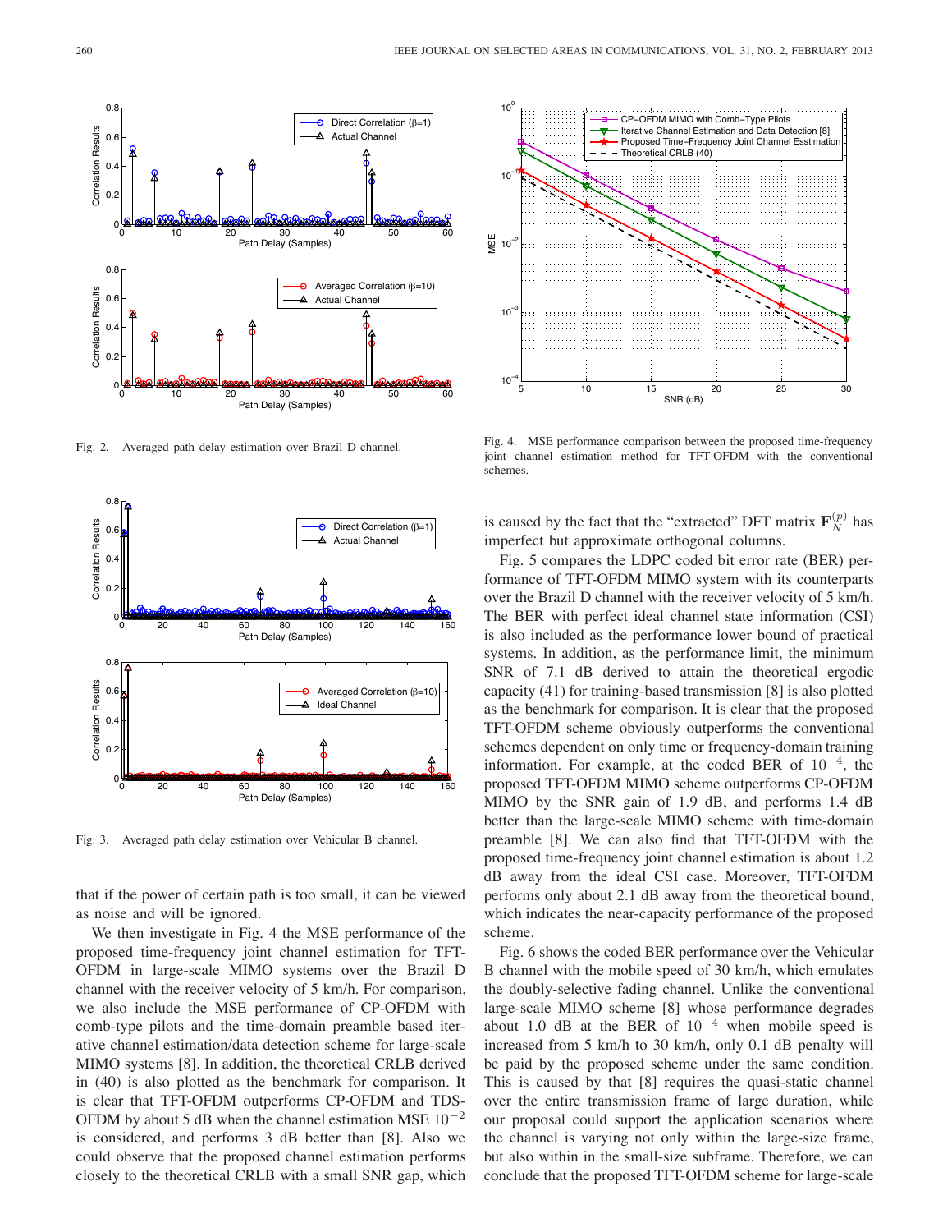Fig. 2. Averaged path delay estimation over Brazil D channel.

Fig. 3. Averaged path delay estimation over Vehicular B channel.

that if the power of certain path is too small, it can be viewed as noise and will be ignored.

We then investigate in Fig. 4 the MSE performance of the proposed time-frequency joint channel estimation for TFT-OFDM in large-scale MIMO systems over the Brazil D channel with the receiver velocity of 5 km/h. For comparison, we also include the MSE performance of CP-OFDM with comb-type pilots and the time-domain preamble based iterative channel estimation/data detection scheme for large-scale MIMO systems [8]. In addition, the theoretical CRLB derived in (40) is also plotted as the benchmark for comparison. It is clear that TFT-OFDM outperforms CP-OFDM and TDS-OFDM by about 5 dB when the channel estimation MSE $10^{-2}$ is considered, and performs 3 dB better than [8]. Also we could observe that the proposed channel estimation performs closely to the theoretical CRLB with a small SNR gap, which is caused by the fact that the "extracted" DFT matrix $\mathbf{F}_N^{(p)}$ has imperfect but approximate orthogonal columns.

Fig. 4. MSE performance comparison between the proposed time-frequency joint channel estimation method for TFT-OFDM with the conventional schemes.

Fig. 5 compares the LDPC coded bit error rate (BER) performance of TFT-OFDM MIMO system with its counterparts over the Brazil D channel with the receiver velocity of 5 km/h. The BER with perfect ideal channel state information (CSI) is also included as the performance lower bound of practical systems. In addition, as the performance limit, the minimum SNR of 7.1 dB derived to attain the theoretical ergodic capacity (41) for training-based transmission [8] is also plotted as the benchmark for comparison. It is clear that the proposed TFT-OFDM scheme obviously outperforms the conventional schemes dependent on only time or frequency-domain training information. For example, at the coded BER of $10^{-4}$, the proposed TFT-OFDM MIMO scheme outperforms CP-OFDM MIMO by the SNR gain of 1.9 dB, and performs 1.4 dB better than the large-scale MIMO scheme with time-domain preamble [8]. We can also find that TFT-OFDM with the proposed time-frequency joint channel estimation is about 1.2 dB away from the ideal CSI case. Moreover, TFT-OFDM performs only about 2.1 dB away from the theoretical bound, which indicates the near-capacity performance of the proposed scheme.

Fig. 6 shows the coded BER performance over the Vehicular B channel with the mobile speed of 30 km/h, which emulates the doubly-selective fading channel. Unlike the conventional large-scale MIMO scheme [8] whose performance degrades about 1.0 dB at the BER of $10^{-4}$ when mobile speed is increased from 5 km/h to 30 km/h, only 0.1 dB penalty will be paid by the proposed scheme under the same condition. This is caused by that [8] requires the quasi-static channel over the entire transmission frame of large duration, while our proposal could support the application scenarios where the channel is varying not only within the large-size frame, but also within in the small-size subframe. Therefore, we can conclude that the proposed TFT-OFDM scheme for large-scale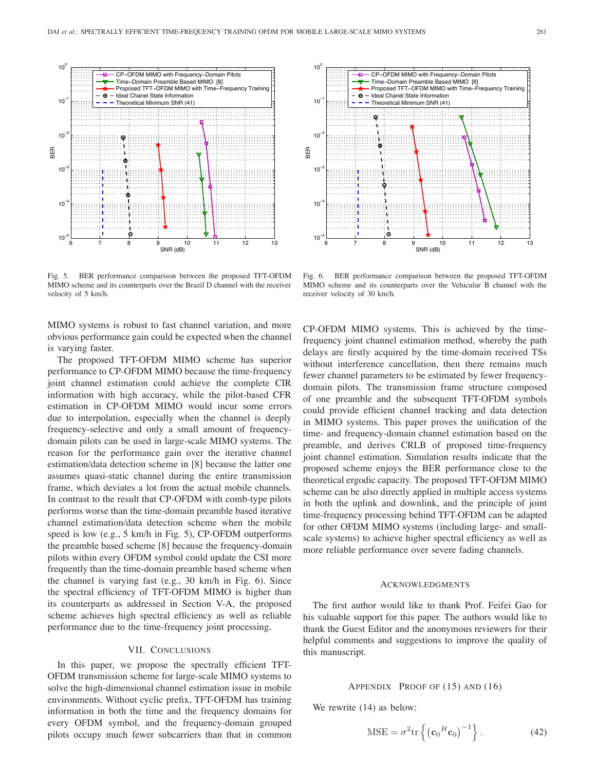Fig. 5. BER performance comparison between the proposed TFT-OFDM MIMO scheme and its counterparts over the Brazil D channel with the receiver velocity of 5 km/h.

Fig. 6. BER performance comparison between the proposed TFT-OFDM MIMO scheme and its counterparts over the Vehicular B channel with the receiver velocity of 30 km/h.

MIMO systems is robust to fast channel variation, and more obvious performance gain could be expected when the channel is varying faster.

The proposed TFT-OFDM MIMO scheme has superior performance to CP-OFDM MIMO because the time-frequency joint channel estimation could achieve the complete CIR information with high accuracy, while the pilot-based CFR estimation in CP-OFDM MIMO would incur some errors due to interpolation, especially when the channel is deeply frequency-selective and only a small amount of frequency-domain pilots can be used in large-scale MIMO systems. The reason for the performance gain over the iterative channel estimation/data detection scheme in [8] because the latter one assumes quasi-static channel during the entire transmission frame, which deviates a lot from the actual mobile channels. In contrast to the result that CP-OFDM with comb-type pilots performs worse than the time-domain preamble based iterative channel estimation/data detection scheme when the mobile speed is low (e.g., 5 km/h in Fig. 5), CP-OFDM outperforms the preamble based scheme [8] because the frequency-domain pilots within every OFDM symbol could update the CSI more frequently than the time-domain preamble based scheme when the channel is varying fast (e.g., 30 km/h in Fig. 6). Since the spectral efficiency of TFT-OFDM MIMO is higher than its counterparts as addressed in Section V-A, the proposed scheme achieves high spectral efficiency as well as reliable performance due to the time-frequency joint processing.

## VII. Conclusions

In this paper, we propose the spectrally efficient TFT-OFDM transmission scheme for large-scale MIMO systems to solve the high-dimensional channel estimation issue in mobile environments. Without cyclic prefix, TFT-OFDM has training information in both the time and the frequency domains for every OFDM symbol, and the frequency-domain grouped pilots occupy much fewer subcarriers than that in common CP-OFDM MIMO systems. This is achieved by the time-frequency joint channel estimation method, whereby the path delays are firstly acquired by the time-domain received TSs without interference cancellation, then there remains much fewer channel parameters to be estimated by fewer frequency-domain pilots. The transmission frame structure composed of one preamble and the subsequent TFT-OFDM symbols could provide efficient channel tracking and data detection in MIMO systems. This paper proves the unification of the time- and frequency-domain channel estimation based on the preamble, and derives CRLB of proposed time-frequency joint channel estimation. Simulation results indicate that the proposed scheme enjoys the BER performance close to the theoretical ergodic capacity. The proposed TFT-OFDM MIMO scheme can be also directly applied in multiple access systems in both the uplink and downlink, and the principle of joint time-frequency processing behind TFT-OFDM can be adapted for other OFDM MIMO systems (including large- and small-scale systems) to achieve higher spectral efficiency as well as more reliable performance over severe fading channels.

## Acknowledgments

The first author would like to thank Prof. Feifei Gao for his valuable support for this paper. The authors would like to thank the Guest Editor and the anonymous reviewers for their helpful comments and suggestions to improve the quality of this manuscript.

## Appendix Proof of (15) and (16)

We rewrite (14) as below:

$$\mathrm{MSE} = \sigma^2 \mathrm{tr}\left\{ \left( {\mathbf{c}_0}^H \mathbf{c}_0 \right)^{-1} \right\}. \tag{42}$$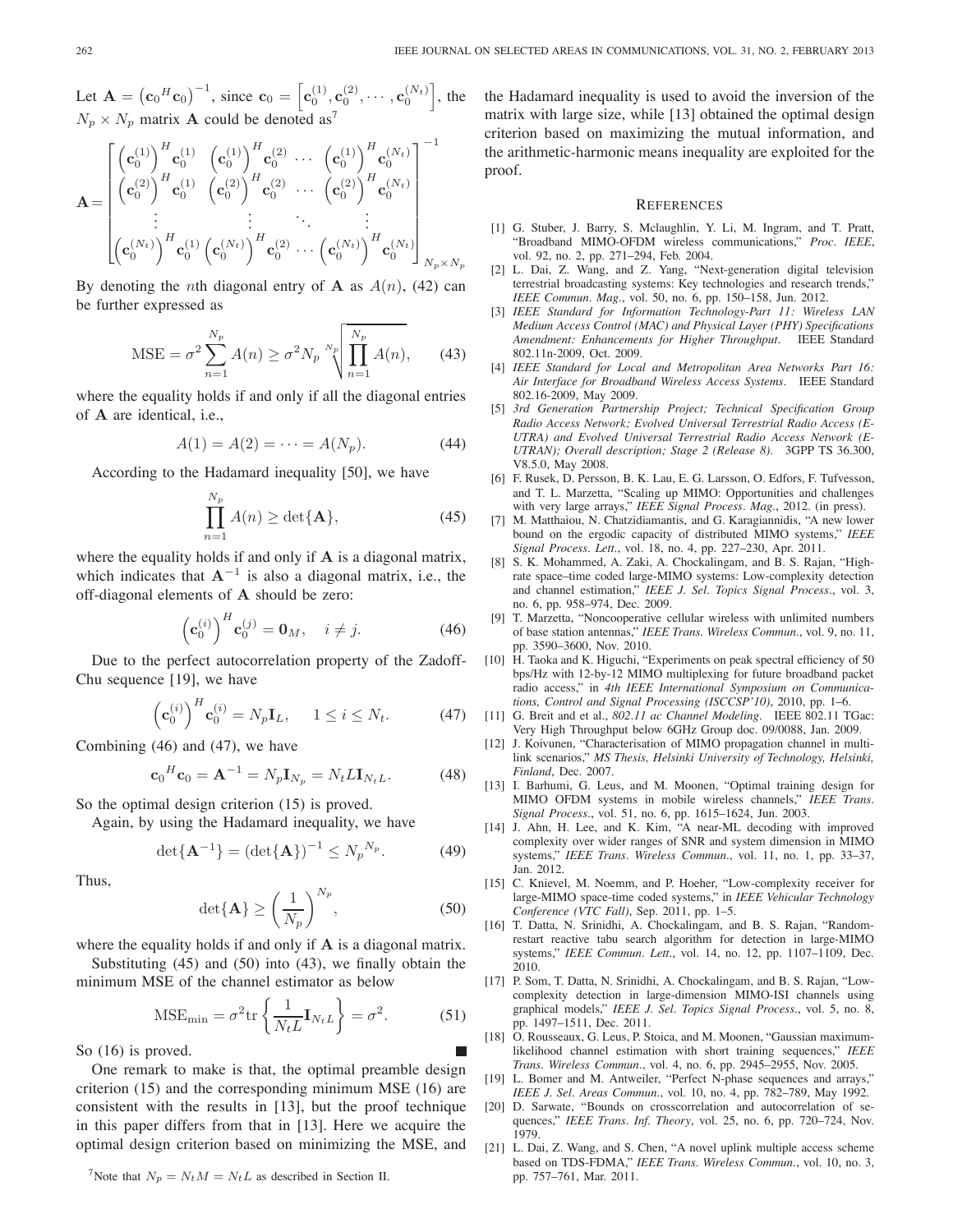Let $\mathbf{A} = \left(\mathbf{c}_0{}^H\mathbf{c}_0\right)^{-1}$, since $\mathbf{c}_0 = \left[\mathbf{c}_0^{(1)}, \mathbf{c}_0^{(2)}, \cdots, \mathbf{c}_0^{(N_t)}\right]$, the $N_p \times N_p$ matrix $\mathbf{A}$ could be denoted as[7]

$$\mathbf{A} = \begin{bmatrix} \left(\mathbf{c}_0^{(1)}\right)^H \mathbf{c}_0^{(1)} & \left(\mathbf{c}_0^{(1)}\right)^H \mathbf{c}_0^{(2)} & \cdots & \left(\mathbf{c}_0^{(1)}\right)^H \mathbf{c}_0^{(N_t)} \\ \left(\mathbf{c}_0^{(2)}\right)^H \mathbf{c}_0^{(1)} & \left(\mathbf{c}_0^{(2)}\right)^H \mathbf{c}_0^{(2)} & \cdots & \left(\mathbf{c}_0^{(2)}\right)^H \mathbf{c}_0^{(N_t)} \\ \vdots & \vdots & \ddots & \vdots \\ \left(\mathbf{c}_0^{(N_t)}\right)^H \mathbf{c}_0^{(1)} & \left(\mathbf{c}_0^{(N_t)}\right)^H \mathbf{c}_0^{(2)} & \cdots & \left(\mathbf{c}_0^{(N_t)}\right)^H \mathbf{c}_0^{(N_t)} \end{bmatrix}^{-1}_{N_p \times N_p}$$

By denoting the $n$th diagonal entry of $\mathbf{A}$ as $A(n)$, (42) can be further expressed as

$$\text{MSE} = \sigma^2 \sum_{n=1}^{N_p} A(n) \geq \sigma^2 N_p \sqrt[N_p]{\prod_{n=1}^{N_p} A(n)}, \tag{43}$$

where the equality holds if and only if all the diagonal entries of $\mathbf{A}$ are identical, i.e.,

$$A(1) = A(2) = \cdots = A(N_p). \tag{44}$$

According to the Hadamard inequality [50], we have

$$\prod_{n=1}^{N_p} A(n) \geq \det\{\mathbf{A}\}, \tag{45}$$

where the equality holds if and only if $\mathbf{A}$ is a diagonal matrix, which indicates that $\mathbf{A}^{-1}$ is also a diagonal matrix, i.e., the off-diagonal elements of $\mathbf{A}$ should be zero:

$$\left(\mathbf{c}_0^{(i)}\right)^H \mathbf{c}_0^{(j)} = \mathbf{0}_M, \quad i \neq j. \tag{46}$$

Due to the perfect autocorrelation property of the Zadoff-Chu sequence [19], we have

$$\left(\mathbf{c}_0^{(i)}\right)^H \mathbf{c}_0^{(i)} = N_p \mathbf{I}_L, \quad 1 \leq i \leq N_t. \tag{47}$$

Combining (46) and (47), we have

$$\mathbf{c}_0{}^H \mathbf{c}_0 = \mathbf{A}^{-1} = N_p \mathbf{I}_{N_p} = N_t L \mathbf{I}_{N_t L}. \tag{48}$$

So the optimal design criterion (15) is proved.

Again, by using the Hadamard inequality, we have

$$\det\{\mathbf{A}^{-1}\} = \left(\det\{\mathbf{A}\}\right)^{-1} \leq N_p{}^{N_p}. \tag{49}$$

Thus,

$$\det\{\mathbf{A}\} \geq \left(\frac{1}{N_p}\right)^{N_p}, \tag{50}$$

where the equality holds if and only if $\mathbf{A}$ is a diagonal matrix.

Substituting (45) and (50) into (43), we finally obtain the minimum MSE of the channel estimator as below

$$\text{MSE}_{\min} = \sigma^2 \text{tr}\left\{\frac{1}{N_t L}\mathbf{I}_{N_t L}\right\} = \sigma^2. \tag{51}$$

So (16) is proved. ■

One remark to make is that, the optimal preamble design criterion (15) and the corresponding minimum MSE (16) are consistent with the results in [13], but the proof technique in this paper differs from that in [13]. Here we acquire the optimal design criterion based on minimizing the MSE, and the Hadamard inequality is used to avoid the inversion of the matrix with large size, while [13] obtained the optimal design criterion based on maximizing the mutual information, and the arithmetic-harmonic means inequality are exploited for the proof.

[7] Note that $N_p = N_t M = N_t L$ as described in Section II.

## References

[1] G. Stuber, J. Barry, S. Mclaughlin, Y. Li, M. Ingram, and T. Pratt, "Broadband MIMO-OFDM wireless communications," *Proc. IEEE*, vol. 92, no. 2, pp. 271–294, Feb. 2004.

[2] L. Dai, Z. Wang, and Z. Yang, "Next-generation digital television terrestrial broadcasting systems: Key technologies and research trends," *IEEE Commun. Mag.*, vol. 50, no. 6, pp. 150–158, Jun. 2012.

[3] *IEEE Standard for Information Technology-Part 11: Wireless LAN Medium Access Control (MAC) and Physical Layer (PHY) Specifications Amendment: Enhancements for Higher Throughput*. IEEE Standard 802.11n-2009, Oct. 2009.

[4] *IEEE Standard for Local and Metropolitan Area Networks Part 16: Air Interface for Broadband Wireless Access Systems*. IEEE Standard 802.16-2009, May 2009.

[5] *3rd Generation Partnership Project; Technical Specification Group Radio Access Network; Evolved Universal Terrestrial Radio Access (E-UTRA) and Evolved Universal Terrestrial Radio Access Network (E-UTRAN); Overall description; Stage 2 (Release 8).* 3GPP TS 36.300, V8.5.0, May 2008.

[6] F. Rusek, D. Persson, B. K. Lau, E. G. Larsson, O. Edfors, F. Tufvesson, and T. L. Marzetta, "Scaling up MIMO: Opportunities and challenges with very large arrays," *IEEE Signal Process. Mag.*, 2012. (in press).

[7] M. Matthaiou, N. Chatzidiamantis, and G. Karagiannidis, "A new lower bound on the ergodic capacity of distributed MIMO systems," *IEEE Signal Process. Lett.*, vol. 18, no. 4, pp. 227–230, Apr. 2011.

[8] S. K. Mohammed, A. Zaki, A. Chockalingam, and B. S. Rajan, "High-rate space–time coded large-MIMO systems: Low-complexity detection and channel estimation," *IEEE J. Sel. Topics Signal Process.*, vol. 3, no. 6, pp. 958–974, Dec. 2009.

[9] T. Marzetta, "Noncooperative cellular wireless with unlimited numbers of base station antennas," *IEEE Trans. Wireless Commun.*, vol. 9, no. 11, pp. 3590–3600, Nov. 2010.

[10] H. Taoka and K. Higuchi, "Experiments on peak spectral efficiency of 50 bps/Hz with 12-by-12 MIMO multiplexing for future broadband packet radio access," in *4th IEEE International Symposium on Communications, Control and Signal Processing (ISCCSP'10)*, 2010, pp. 1–6.

[11] G. Breit and et al., *802.11 ac Channel Modeling*. IEEE 802.11 TGac: Very High Throughput below 6GHz Group doc. 09/0088, Jan. 2009.

[12] J. Koivunen, "Characterisation of MIMO propagation channel in multi-link scenarios," *MS Thesis, Helsinki University of Technology, Helsinki, Finland*, Dec. 2007.

[13] I. Barhumi, G. Leus, and M. Moonen, "Optimal training design for MIMO OFDM systems in mobile wireless channels," *IEEE Trans. Signal Process.*, vol. 51, no. 6, pp. 1615–1624, Jun. 2003.

[14] J. Ahn, H. Lee, and K. Kim, "A near-ML decoding with improved complexity over wider ranges of SNR and system dimension in MIMO systems," *IEEE Trans. Wireless Commun.*, vol. 11, no. 1, pp. 33–37, Jan. 2012.

[15] C. Knievel, M. Noemm, and P. Hoeher, "Low-complexity receiver for large-MIMO space-time coded systems," in *IEEE Vehicular Technology Conference (VTC Fall)*, Sep. 2011, pp. 1–5.

[16] T. Datta, N. Srinidhi, A. Chockalingam, and B. S. Rajan, "Random-restart reactive tabu search algorithm for detection in large-MIMO systems," *IEEE Commun. Lett.*, vol. 14, no. 12, pp. 1107–1109, Dec. 2010.

[17] P. Som, T. Datta, N. Srinidhi, A. Chockalingam, and B. S. Rajan, "Low-complexity detection in large-dimension MIMO-ISI channels using graphical models," *IEEE J. Sel. Topics Signal Process.*, vol. 5, no. 8, pp. 1497–1511, Dec. 2011.

[18] O. Rousseaux, G. Leus, P. Stoica, and M. Moonen, "Gaussian maximum-likelihood channel estimation with short training sequences," *IEEE Trans. Wireless Commun.*, vol. 4, no. 6, pp. 2945–2955, Nov. 2005.

[19] L. Bomer and M. Antweiler, "Perfect N-phase sequences and arrays," *IEEE J. Sel. Areas Commun.*, vol. 10, no. 4, pp. 782–789, May 1992.

[20] D. Sarwate, "Bounds on crosscorrelation and autocorrelation of sequences," *IEEE Trans. Inf. Theory*, vol. 25, no. 6, pp. 720–724, Nov. 1979.

[21] L. Dai, Z. Wang, and S. Chen, "A novel uplink multiple access scheme based on TDS-FDMA," *IEEE Trans. Wireless Commun.*, vol. 10, no. 3, pp. 757–761, Mar. 2011.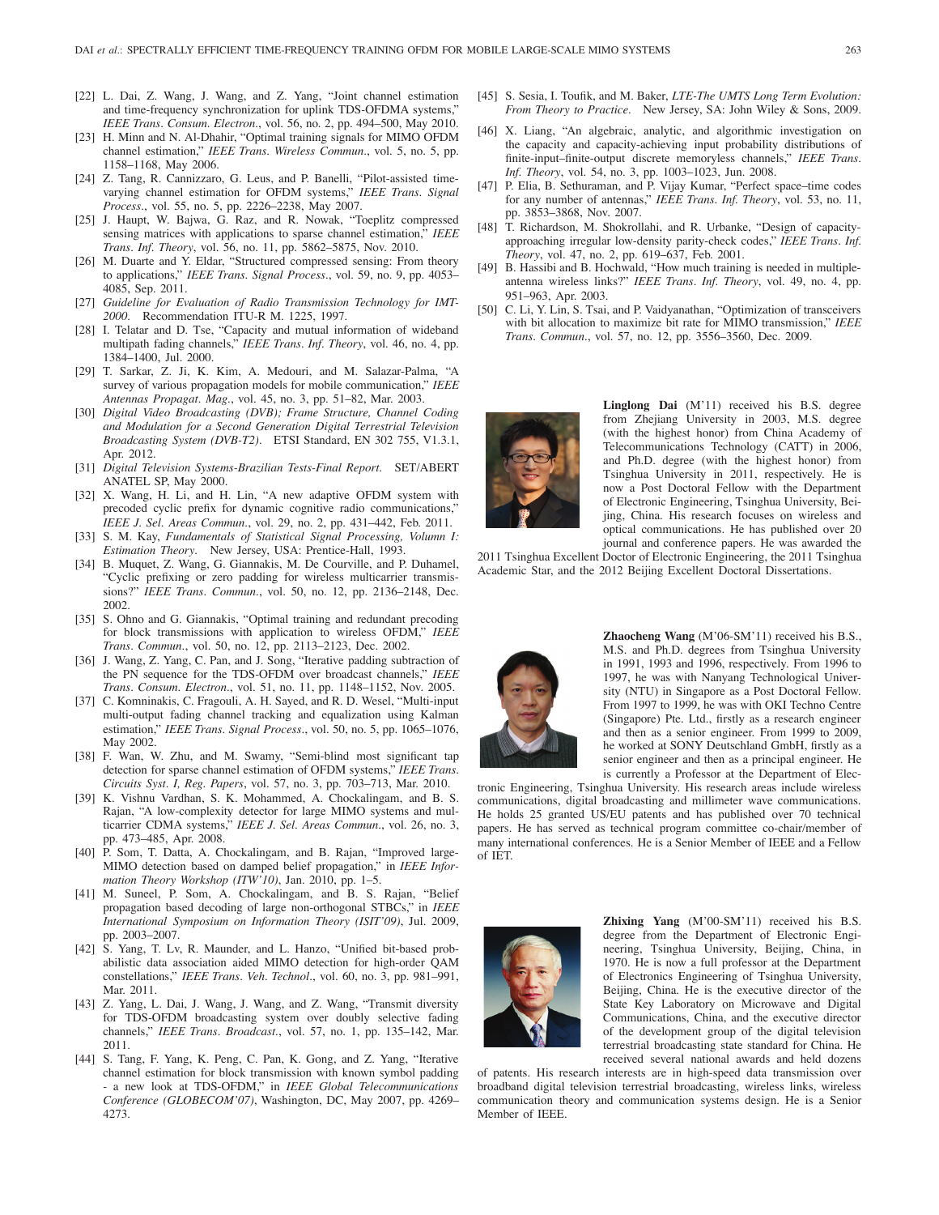[22] L. Dai, Z. Wang, J. Wang, and Z. Yang, "Joint channel estimation and time-frequency synchronization for uplink TDS-OFDMA systems," *IEEE Trans. Consum. Electron.*, vol. 56, no. 2, pp. 494–500, May 2010.

[23] H. Minn and N. Al-Dhahir, "Optimal training signals for MIMO OFDM channel estimation," *IEEE Trans. Wireless Commun.*, vol. 5, no. 5, pp. 1158–1168, May 2006.

[24] Z. Tang, R. Cannizzaro, G. Leus, and P. Banelli, "Pilot-assisted time-varying channel estimation for OFDM systems," *IEEE Trans. Signal Process.*, vol. 55, no. 5, pp. 2226–2238, May 2007.

[25] J. Haupt, W. Bajwa, G. Raz, and R. Nowak, "Toeplitz compressed sensing matrices with applications to sparse channel estimation," *IEEE Trans. Inf. Theory*, vol. 56, no. 11, pp. 5862–5875, Nov. 2010.

[26] M. Duarte and Y. Eldar, "Structured compressed sensing: From theory to applications," *IEEE Trans. Signal Process.*, vol. 59, no. 9, pp. 4053–4085, Sep. 2011.

[27] *Guideline for Evaluation of Radio Transmission Technology for IMT-2000*. Recommendation ITU-R M. 1225, 1997.

[28] I. Telatar and D. Tse, "Capacity and mutual information of wideband multipath fading channels," *IEEE Trans. Inf. Theory*, vol. 46, no. 4, pp. 1384–1400, Jul. 2000.

[29] T. Sarkar, Z. Ji, K. Kim, A. Medouri, and M. Salazar-Palma, "A survey of various propagation models for mobile communication," *IEEE Antennas Propagat. Mag.*, vol. 45, no. 3, pp. 51–82, Mar. 2003.

[30] *Digital Video Broadcasting (DVB); Frame Structure, Channel Coding and Modulation for a Second Generation Digital Terrestrial Television Broadcasting System (DVB-T2)*. ETSI Standard, EN 302 755, V1.3.1, Apr. 2012.

[31] *Digital Television Systems-Brazilian Tests-Final Report*. SET/ABERT ANATEL SP, May 2000.

[32] X. Wang, H. Li, and H. Lin, "A new adaptive OFDM system with precoded cyclic prefix for dynamic cognitive radio communications," *IEEE J. Sel. Areas Commun.*, vol. 29, no. 2, pp. 431–442, Feb. 2011.

[33] S. M. Kay, *Fundamentals of Statistical Signal Processing, Volumn I: Estimation Theory*. New Jersey, USA: Prentice-Hall, 1993.

[34] B. Muquet, Z. Wang, G. Giannakis, M. De Courville, and P. Duhamel, "Cyclic prefixing or zero padding for wireless multicarrier transmissions?" *IEEE Trans. Commun.*, vol. 50, no. 12, pp. 2136–2148, Dec. 2002.

[35] S. Ohno and G. Giannakis, "Optimal training and redundant precoding for block transmissions with application to wireless OFDM," *IEEE Trans. Commun.*, vol. 50, no. 12, pp. 2113–2123, Dec. 2002.

[36] J. Wang, Z. Yang, C. Pan, and J. Song, "Iterative padding subtraction of the PN sequence for the TDS-OFDM over broadcast channels," *IEEE Trans. Consum. Electron.*, vol. 51, no. 11, pp. 1148–1152, Nov. 2005.

[37] C. Komninakis, C. Fragouli, A. H. Sayed, and R. D. Wesel, "Multi-input multi-output fading channel tracking and equalization using Kalman estimation," *IEEE Trans. Signal Process.*, vol. 50, no. 5, pp. 1065–1076, May 2002.

[38] F. Wan, W. Zhu, and M. Swamy, "Semi-blind most significant tap detection for sparse channel estimation of OFDM systems," *IEEE Trans. Circuits Syst. I, Reg. Papers*, vol. 57, no. 3, pp. 703–713, Mar. 2010.

[39] K. Vishnu Vardhan, S. K. Mohammed, A. Chockalingam, and B. S. Rajan, "A low-complexity detector for large MIMO systems and multicarrier CDMA systems," *IEEE J. Sel. Areas Commun.*, vol. 26, no. 3, pp. 473–485, Apr. 2008.

[40] P. Som, T. Datta, A. Chockalingam, and B. Rajan, "Improved large-MIMO detection based on damped belief propagation," in *IEEE Information Theory Workshop (ITW'10)*, Jan. 2010, pp. 1–5.

[41] M. Suneel, P. Som, A. Chockalingam, and B. S. Rajan, "Belief propagation based decoding of large non-orthogonal STBCs," in *IEEE International Symposium on Information Theory (ISIT'09)*, Jul. 2009, pp. 2003–2007.

[42] S. Yang, T. Lv, R. Maunder, and L. Hanzo, "Unified bit-based probabilistic data association aided MIMO detection for high-order QAM constellations," *IEEE Trans. Veh. Technol.*, vol. 60, no. 3, pp. 981–991, Mar. 2011.

[43] Z. Yang, L. Dai, J. Wang, J. Wang, and Z. Wang, "Transmit diversity for TDS-OFDM broadcasting system over doubly selective fading channels," *IEEE Trans. Broadcast.*, vol. 57, no. 1, pp. 135–142, Mar. 2011.

[44] S. Tang, F. Yang, K. Peng, C. Pan, K. Gong, and Z. Yang, "Iterative channel estimation for block transmission with known symbol padding - a new look at TDS-OFDM," in *IEEE Global Telecommunications Conference (GLOBECOM'07)*, Washington, DC, May 2007, pp. 4269–4273.

[45] S. Sesia, I. Toufik, and M. Baker, *LTE-The UMTS Long Term Evolution: From Theory to Practice*. New Jersey, SA: John Wiley & Sons, 2009.

[46] X. Liang, "An algebraic, analytic, and algorithmic investigation on the capacity and capacity-achieving input probability distributions of finite-input–finite-output discrete memoryless channels," *IEEE Trans. Inf. Theory*, vol. 54, no. 3, pp. 1003–1023, Jun. 2008.

[47] P. Elia, B. Sethuraman, and P. Vijay Kumar, "Perfect space–time codes for any number of antennas," *IEEE Trans. Inf. Theory*, vol. 53, no. 11, pp. 3853–3868, Nov. 2007.

[48] T. Richardson, M. Shokrollahi, and R. Urbanke, "Design of capacity-approaching irregular low-density parity-check codes," *IEEE Trans. Inf. Theory*, vol. 47, no. 2, pp. 619–637, Feb. 2001.

[49] B. Hassibi and B. Hochwald, "How much training is needed in multiple-antenna wireless links?" *IEEE Trans. Inf. Theory*, vol. 49, no. 4, pp. 951–963, Apr. 2003.

[50] C. Li, Y. Lin, S. Tsai, and P. Vaidyanathan, "Optimization of transceivers with bit allocation to maximize bit rate for MIMO transmission," *IEEE Trans. Commun.*, vol. 57, no. 12, pp. 3556–3560, Dec. 2009.

**Linglong Dai** (M'11) received his B.S. degree from Zhejiang University in 2003, M.S. degree (with the highest honor) from China Academy of Telecommunications Technology (CATT) in 2006, and Ph.D. degree (with the highest honor) from Tsinghua University in 2011, respectively. He is now a Post Doctoral Fellow with the Department of Electronic Engineering, Tsinghua University, Beijing, China. His research focuses on wireless and optical communications. He has published over 20 journal and conference papers. He was awarded the 2011 Tsinghua Excellent Doctor of Electronic Engineering, the 2011 Tsinghua Academic Star, and the 2012 Beijing Excellent Doctoral Dissertations.

**Zhaocheng Wang** (M'06-SM'11) received his B.S., M.S. and Ph.D. degrees from Tsinghua University in 1991, 1993 and 1996, respectively. From 1996 to 1997, he was with Nanyang Technological University (NTU) in Singapore as a Post Doctoral Fellow. From 1997 to 1999, he was with OKI Techno Centre (Singapore) Pte. Ltd., firstly as a research engineer and then as a senior engineer. From 1999 to 2009, he worked at SONY Deutschland GmbH, firstly as a senior engineer and then as a principal engineer. He is currently a Professor at the Department of Electronic Engineering, Tsinghua University. His research areas include wireless communications, digital broadcasting and millimeter wave communications. He holds 25 granted US/EU patents and has published over 70 technical papers. He has served as technical program committee co-chair/member of many international conferences. He is a Senior Member of IEEE and a Fellow of IET.

**Zhixing Yang** (M'00-SM'11) received his B.S. degree from the Department of Electronic Engineering, Tsinghua University, Beijing, China, in 1970. He is now a full professor at the Department of Electronics Engineering of Tsinghua University, Beijing, China. He is the executive director of the State Key Laboratory on Microwave and Digital Communications, China, and the executive director of the development group of the digital television terrestrial broadcasting state standard for China. He received several national awards and held dozens of patents. His research interests are in high-speed data transmission over broadband digital television terrestrial broadcasting, wireless links, wireless communication theory and communication systems design. He is a Senior Member of IEEE.